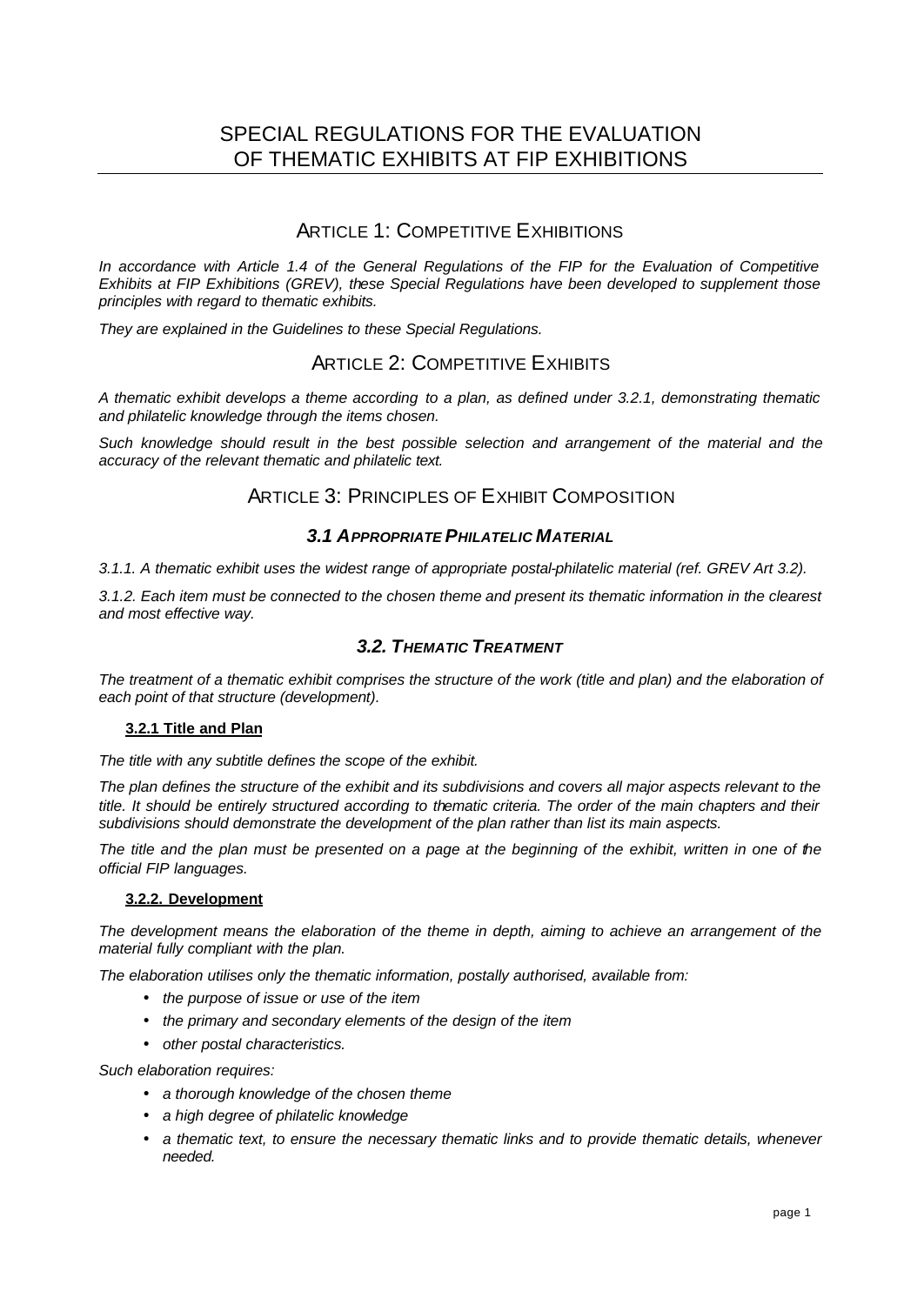# SPECIAL REGULATIONS FOR THE EVALUATION OF THEMATIC EXHIBITS AT FIP EXHIBITIONS

## ARTICLE 1: COMPETITIVE EXHIBITIONS

*In accordance with Article 1.4 of the General Regulations of the FIP for the Evaluation of Competitive Exhibits at FIP Exhibitions (GREV), these Special Regulations have been developed to supplement those principles with regard to thematic exhibits.*

*They are explained in the Guidelines to these Special Regulations.*

## ARTICLE 2: COMPETITIVE EXHIBITS

*A thematic exhibit develops a theme according to a plan, as defined under 3.2.1, demonstrating thematic and philatelic knowledge through the items chosen.*

*Such knowledge should result in the best possible selection and arrangement of the material and the accuracy of the relevant thematic and philatelic text.*

## ARTICLE 3: PRINCIPLES OF EXHIBIT COMPOSITION

### *3.1 APPROPRIATE PHILATELIC MATERIAL*

*3.1.1. A thematic exhibit uses the widest range of appropriate postal-philatelic material (ref. GREV Art 3.2).*

*3.1.2. Each item must be connected to the chosen theme and present its thematic information in the clearest and most effective way.*

### *3.2. THEMATIC TREATMENT*

*The treatment of a thematic exhibit comprises the structure of the work (title and plan) and the elaboration of each point of that structure (development).*

#### 3.2.1 Title and Plan

*The title with any subtitle defines the scope of the exhibit.*

*The plan defines the structure of the exhibit and its subdivisions and covers all major aspects relevant to the title. It should be entirely structured according to thematic criteria. The order of the main chapters and their subdivisions should demonstrate the development of the plan rather than list its main aspects.*

*The title and the plan must be presented on a page at the beginning of the exhibit, written in one of the official FIP languages.*

#### 3.2.2. Development

*The development means the elaboration of the theme in depth, aiming to achieve an arrangement of the material fully compliant with the plan.*

*The elaboration utilises only the thematic information, postally authorised, available from:*

- *the purpose of issue or use of the item*
- *the primary and secondary elements of the design of the item*
- *other postal characteristics.*

*Such elaboration requires:*

- *a thorough knowledge of the chosen theme*
- *a high degree of philatelic knowledge*
- *a thematic text, to ensure the necessary thematic links and to provide thematic details, whenever needed.*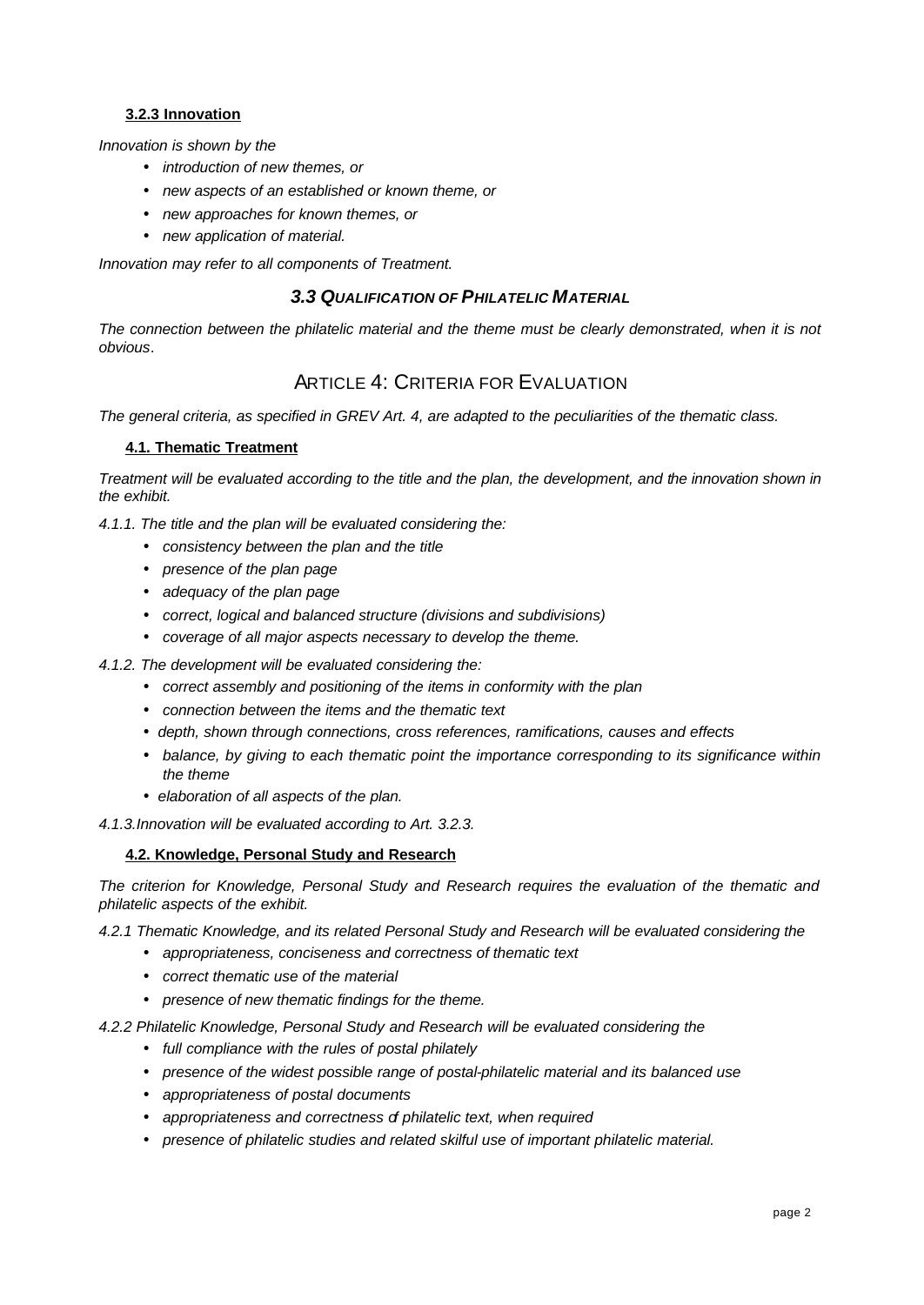#### 3.2.3 Innovation

*Innovation is shown by the*

- *introduction of new themes, or*
- *new aspects of an established or known theme, or*
- *new approaches for known themes, or*
- *new application of material.*

*Innovation may refer to all components of Treatment.*

### *3.3 QUALIFICATION OF PHILATELIC MATERIAL*

*The connection between the philatelic material and the theme must be clearly demonstrated, when it is not obvious.*

## ARTICLE 4: CRITERIA FOR EVALUATION

*The general criteria, as specified in GREV Art. 4, are adapted to the peculiarities of the thematic class.*

#### 4.1. Thematic Treatment

*Treatment will be evaluated according to the title and the plan, the development, and the innovation shown in the exhibit.*

*4.1.1. The title and the plan will be evaluated considering the:*

- *consistency between the plan and the title*
- *presence of the plan page*
- *adequacy of the plan page*
- *correct, logical and balanced structure (divisions and subdivisions)*
- *coverage of all major aspects necessary to develop the theme.*

*4.1.2. The development will be evaluated considering the:*

- *correct assembly and positioning of the items in conformity with the plan*
- *connection between the items and the thematic text*
- *depth, shown through connections, cross references, ramifications, causes and effects*
- *balance, by giving to each thematic point the importance corresponding to its significance within the theme*
- *elaboration of all aspects of the plan.*

*4.1.3.Innovation will be evaluated according to Art. 3.2.3.*

#### 4.2. Knowledge, Personal Study and Research

*The criterion for Knowledge, Personal Study and Research requires the evaluation of the thematic and philatelic aspects of the exhibit.*

*4.2.1 Thematic Knowledge, and its related Personal Study and Research will be evaluated considering the*

- *appropriateness, conciseness and correctness of thematic text*
- *correct thematic use of the material*
- *presence of new thematic findings for the theme.*

*4.2.2 Philatelic Knowledge, Personal Study and Research will be evaluated considering the*

- *full compliance with the rules of postal philately*
- *presence of the widest possible range of postal-philatelic material and its balanced use*
- *appropriateness of postal documents*
- *appropriateness and correctness of philatelic text, when required*
- *presence of philatelic studies and related skilful use of important philatelic material.*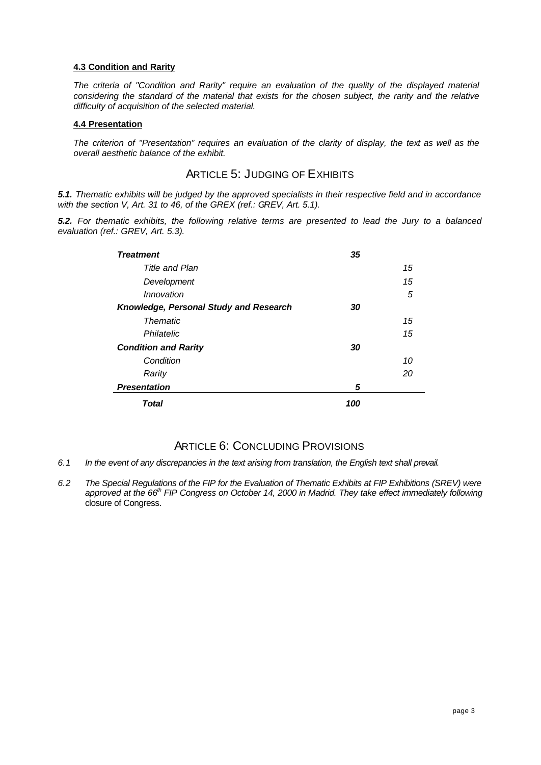#### 4.3 Condition and Rarity

*The criteria of "Condition and Rarity" require an evaluation of the quality of the displayed material considering the standard of the material that exists for the chosen subject, the rarity and the relative difficulty of acquisition of the selected material.*

#### 4.4 Presentation

*The criterion of "Presentation" requires an evaluation of the clarity of display, the text as well as the overall aesthetic balance of the exhibit.*

## ARTICLE 5: JUDGING OF EXHIBITS

***5.1.*** *Thematic exhibits will be judged by the approved specialists in their respective field and in accordance with the section V, Art. 31 to 46, of the GREX (ref.: GREV, Art. 5.1).*

***5.2.*** *For thematic exhibits, the following relative terms are presented to lead the Jury to a balanced evaluation (ref.: GREV, Art. 5.3).*

| | | |
|---|---|---|
| ***Treatment*** | ***35*** | |
| *Title and Plan* | | *15* |
| *Development* | | *15* |
| *Innovation* | | *5* |
| ***Knowledge, Personal Study and Research*** | ***30*** | |
| *Thematic* | | *15* |
| *Philatelic* | | *15* |
| ***Condition and Rarity*** | ***30*** | |
| *Condition* | | *10* |
| *Rarity* | | *20* |
| ***Presentation*** | ***5*** | |
| ***Total*** | ***100*** | |

## ARTICLE 6: CONCLUDING PROVISIONS

*6.1 In the event of any discrepancies in the text arising from translation, the English text shall prevail.*

*6.2 The Special Regulations of the FIP for the Evaluation of Thematic Exhibits at FIP Exhibitions (SREV) were approved at the 66th FIP Congress on October 14, 2000 in Madrid. They take effect immediately following* closure of Congress.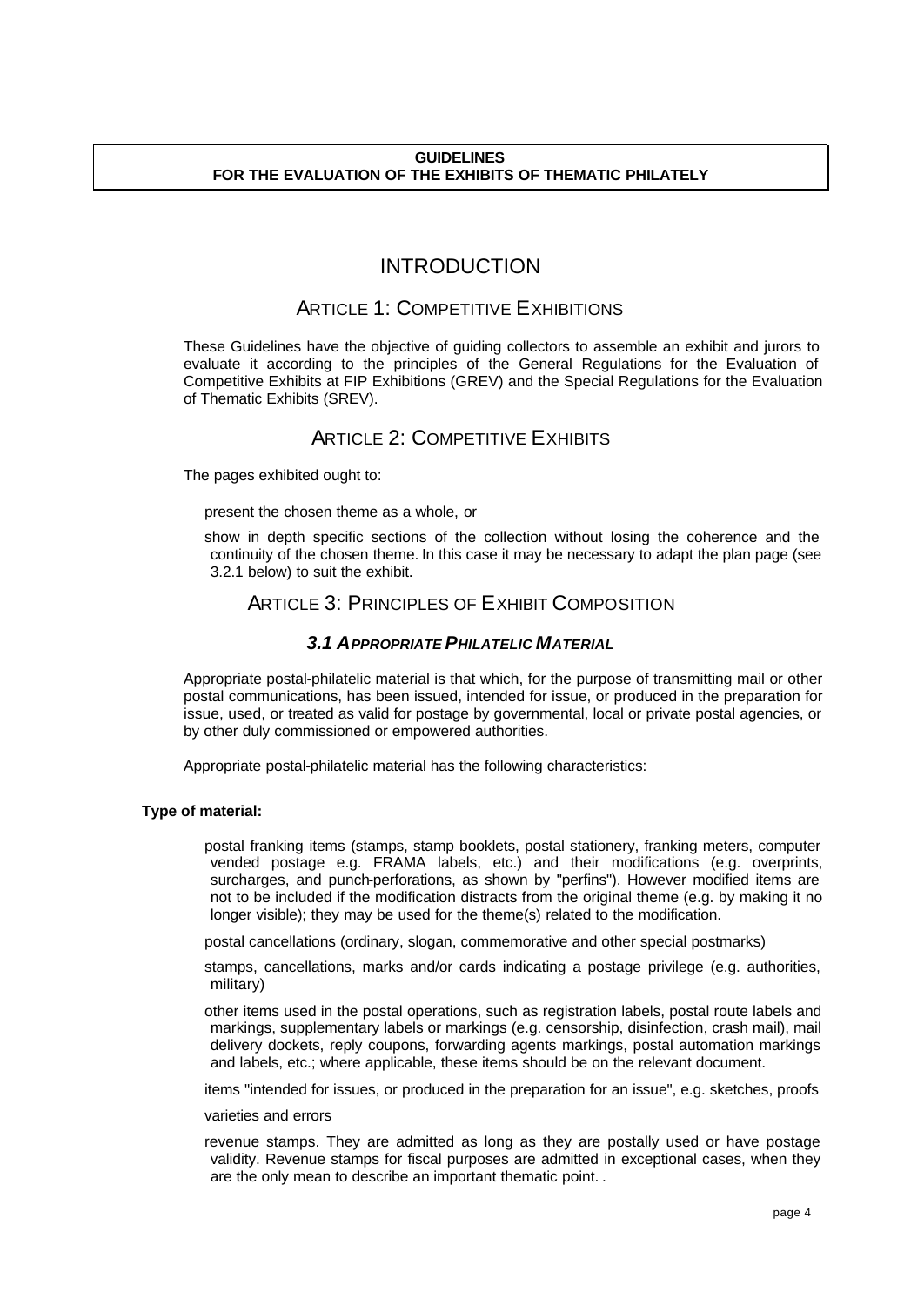**GUIDELINES**
**FOR THE EVALUATION OF THE EXHIBITS OF THEMATIC PHILATELY**

# INTRODUCTION

## ARTICLE 1: COMPETITIVE EXHIBITIONS

These Guidelines have the objective of guiding collectors to assemble an exhibit and jurors to evaluate it according to the principles of the General Regulations for the Evaluation of Competitive Exhibits at FIP Exhibitions (GREV) and the Special Regulations for the Evaluation of Thematic Exhibits (SREV).

## ARTICLE 2: COMPETITIVE EXHIBITS

The pages exhibited ought to:

- present the chosen theme as a whole, or
- show in depth specific sections of the collection without losing the coherence and the continuity of the chosen theme. In this case it may be necessary to adapt the plan page (see 3.2.1 below) to suit the exhibit.

## ARTICLE 3: PRINCIPLES OF EXHIBIT COMPOSITION

### *3.1 APPROPRIATE PHILATELIC MATERIAL*

Appropriate postal-philatelic material is that which, for the purpose of transmitting mail or other postal communications, has been issued, intended for issue, or produced in the preparation for issue, used, or treated as valid for postage by governmental, local or private postal agencies, or by other duly commissioned or empowered authorities.

Appropriate postal-philatelic material has the following characteristics:

**Type of material:**

- postal franking items (stamps, stamp booklets, postal stationery, franking meters, computer vended postage e.g. FRAMA labels, etc.) and their modifications (e.g. overprints, surcharges, and punch-perforations, as shown by "perfins"). However modified items are not to be included if the modification distracts from the original theme (e.g. by making it no longer visible); they may be used for the theme(s) related to the modification.
- postal cancellations (ordinary, slogan, commemorative and other special postmarks)
- stamps, cancellations, marks and/or cards indicating a postage privilege (e.g. authorities, military)
- other items used in the postal operations, such as registration labels, postal route labels and markings, supplementary labels or markings (e.g. censorship, disinfection, crash mail), mail delivery dockets, reply coupons, forwarding agents markings, postal automation markings and labels, etc.; where applicable, these items should be on the relevant document.
- items "intended for issues, or produced in the preparation for an issue", e.g. sketches, proofs
- varieties and errors
- revenue stamps. They are admitted as long as they are postally used or have postage validity. Revenue stamps for fiscal purposes are admitted in exceptional cases, when they are the only mean to describe an important thematic point. .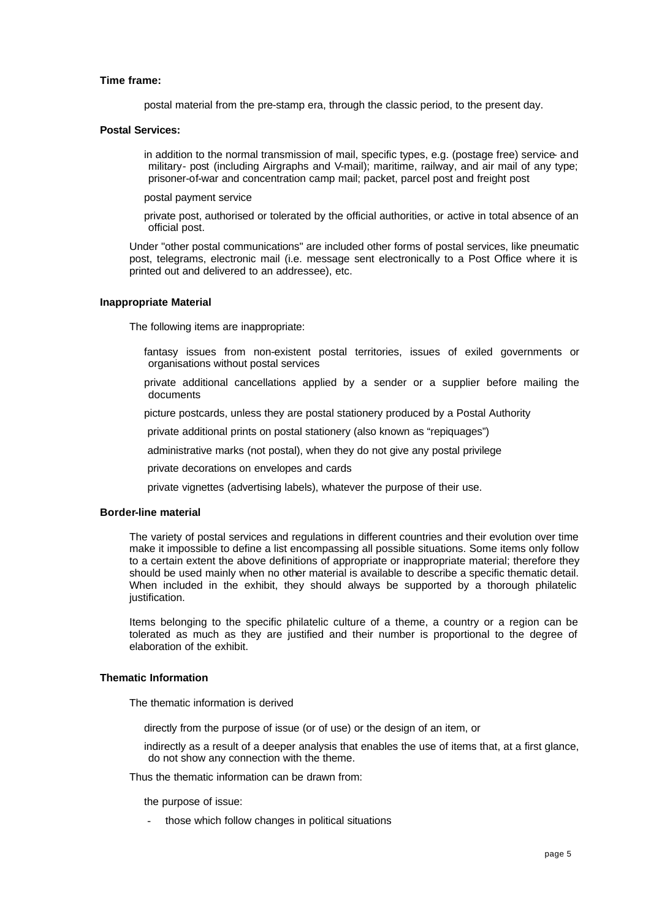**Time frame:**

postal material from the pre-stamp era, through the classic period, to the present day.

**Postal Services:**

- in addition to the normal transmission of mail, specific types, e.g. (postage free) service- and military- post (including Airgraphs and V-mail); maritime, railway, and air mail of any type; prisoner-of-war and concentration camp mail; packet, parcel post and freight post
- postal payment service
- private post, authorised or tolerated by the official authorities, or active in total absence of an official post.

Under "other postal communications" are included other forms of postal services, like pneumatic post, telegrams, electronic mail (i.e. message sent electronically to a Post Office where it is printed out and delivered to an addressee), etc.

**Inappropriate Material**

The following items are inappropriate:

- fantasy issues from non-existent postal territories, issues of exiled governments or organisations without postal services
- private additional cancellations applied by a sender or a supplier before mailing the documents
- picture postcards, unless they are postal stationery produced by a Postal Authority
- private additional prints on postal stationery (also known as "repiquages")
- administrative marks (not postal), when they do not give any postal privilege
- private decorations on envelopes and cards
- private vignettes (advertising labels), whatever the purpose of their use.

**Border-line material**

The variety of postal services and regulations in different countries and their evolution over time make it impossible to define a list encompassing all possible situations. Some items only follow to a certain extent the above definitions of appropriate or inappropriate material; therefore they should be used mainly when no other material is available to describe a specific thematic detail. When included in the exhibit, they should always be supported by a thorough philatelic justification.

Items belonging to the specific philatelic culture of a theme, a country or a region can be tolerated as much as they are justified and their number is proportional to the degree of elaboration of the exhibit.

**Thematic Information**

The thematic information is derived

- directly from the purpose of issue (or of use) or the design of an item, or
- indirectly as a result of a deeper analysis that enables the use of items that, at a first glance, do not show any connection with the theme.

Thus the thematic information can be drawn from:

- the purpose of issue:
  - those which follow changes in political situations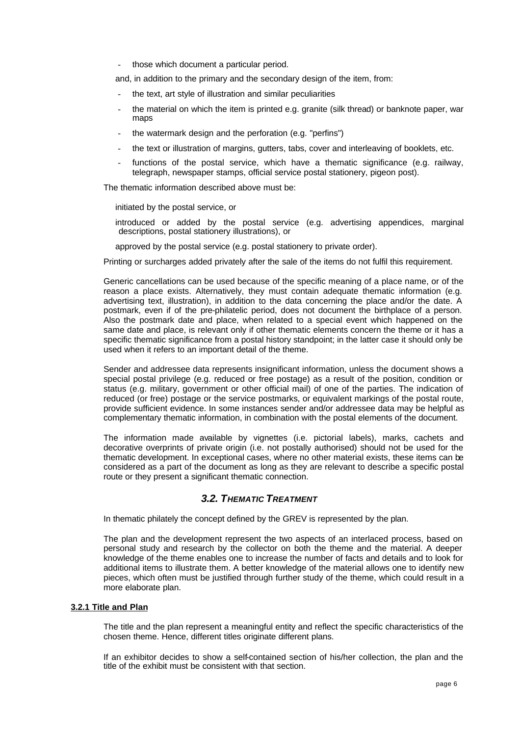- those which document a particular period.

and, in addition to the primary and the secondary design of the item, from:

- the text, art style of illustration and similar peculiarities
- the material on which the item is printed e.g. granite (silk thread) or banknote paper, war maps
- the watermark design and the perforation (e.g. "perfins")
- the text or illustration of margins, gutters, tabs, cover and interleaving of booklets, etc.
- functions of the postal service, which have a thematic significance (e.g. railway, telegraph, newspaper stamps, official service postal stationery, pigeon post).

The thematic information described above must be:

initiated by the postal service, or

introduced or added by the postal service (e.g. advertising appendices, marginal descriptions, postal stationery illustrations), or

approved by the postal service (e.g. postal stationery to private order).

Printing or surcharges added privately after the sale of the items do not fulfil this requirement.

Generic cancellations can be used because of the specific meaning of a place name, or of the reason a place exists. Alternatively, they must contain adequate thematic information (e.g. advertising text, illustration), in addition to the data concerning the place and/or the date. A postmark, even if of the pre-philatelic period, does not document the birthplace of a person. Also the postmark date and place, when related to a special event which happened on the same date and place, is relevant only if other thematic elements concern the theme or it has a specific thematic significance from a postal history standpoint; in the latter case it should only be used when it refers to an important detail of the theme.

Sender and addressee data represents insignificant information, unless the document shows a special postal privilege (e.g. reduced or free postage) as a result of the position, condition or status (e.g. military, government or other official mail) of one of the parties. The indication of reduced (or free) postage or the service postmarks, or equivalent markings of the postal route, provide sufficient evidence. In some instances sender and/or addressee data may be helpful as complementary thematic information, in combination with the postal elements of the document.

The information made available by vignettes (i.e. pictorial labels), marks, cachets and decorative overprints of private origin (i.e. not postally authorised) should not be used for the thematic development. In exceptional cases, where no other material exists, these items can be considered as a part of the document as long as they are relevant to describe a specific postal route or they present a significant thematic connection.

## *3.2. THEMATIC TREATMENT*

In thematic philately the concept defined by the GREV is represented by the plan.

The plan and the development represent the two aspects of an interlaced process, based on personal study and research by the collector on both the theme and the material. A deeper knowledge of the theme enables one to increase the number of facts and details and to look for additional items to illustrate them. A better knowledge of the material allows one to identify new pieces, which often must be justified through further study of the theme, which could result in a more elaborate plan.

### 3.2.1 Title and Plan

The title and the plan represent a meaningful entity and reflect the specific characteristics of the chosen theme. Hence, different titles originate different plans.

If an exhibitor decides to show a self-contained section of his/her collection, the plan and the title of the exhibit must be consistent with that section.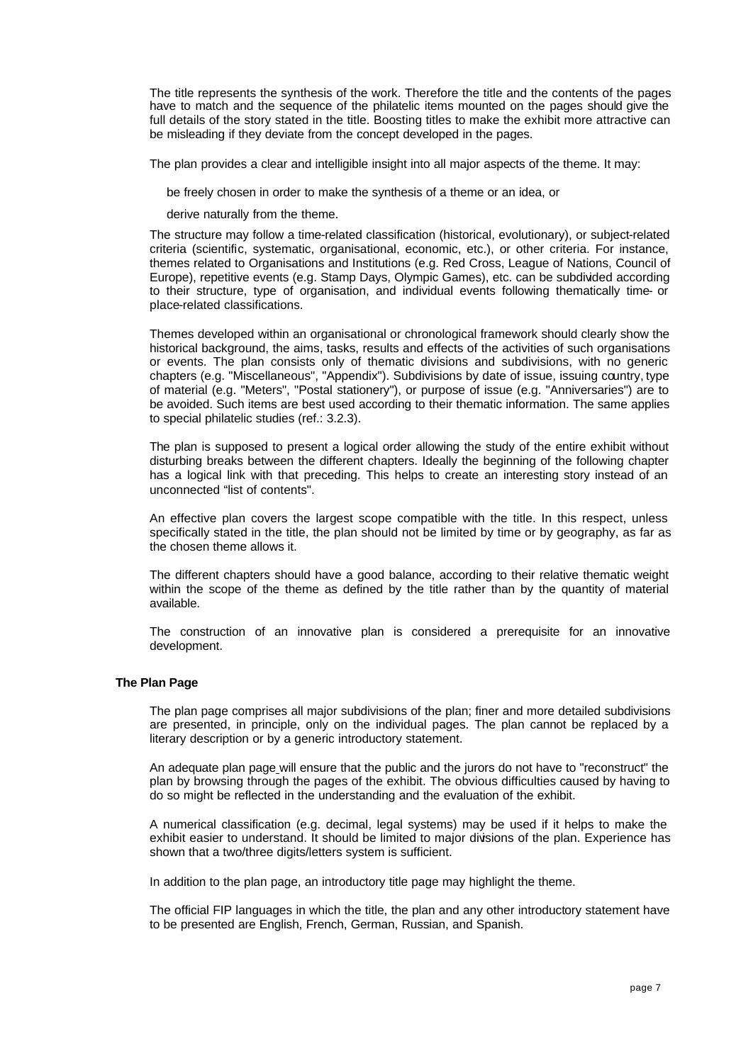The title represents the synthesis of the work. Therefore the title and the contents of the pages have to match and the sequence of the philatelic items mounted on the pages should give the full details of the story stated in the title. Boosting titles to make the exhibit more attractive can be misleading if they deviate from the concept developed in the pages.

The plan provides a clear and intelligible insight into all major aspects of the theme. It may:

- be freely chosen in order to make the synthesis of a theme or an idea, or
- derive naturally from the theme.

The structure may follow a time-related classification (historical, evolutionary), or subject-related criteria (scientific, systematic, organisational, economic, etc.), or other criteria. For instance, themes related to Organisations and Institutions (e.g. Red Cross, League of Nations, Council of Europe), repetitive events (e.g. Stamp Days, Olympic Games), etc. can be subdivided according to their structure, type of organisation, and individual events following thematically time- or place-related classifications.

Themes developed within an organisational or chronological framework should clearly show the historical background, the aims, tasks, results and effects of the activities of such organisations or events. The plan consists only of thematic divisions and subdivisions, with no generic chapters (e.g. "Miscellaneous", "Appendix"). Subdivisions by date of issue, issuing country, type of material (e.g. "Meters", "Postal stationery"), or purpose of issue (e.g. "Anniversaries") are to be avoided. Such items are best used according to their thematic information. The same applies to special philatelic studies (ref.: 3.2.3).

The plan is supposed to present a logical order allowing the study of the entire exhibit without disturbing breaks between the different chapters. Ideally the beginning of the following chapter has a logical link with that preceding. This helps to create an interesting story instead of an unconnected "list of contents".

An effective plan covers the largest scope compatible with the title. In this respect, unless specifically stated in the title, the plan should not be limited by time or by geography, as far as the chosen theme allows it.

The different chapters should have a good balance, according to their relative thematic weight within the scope of the theme as defined by the title rather than by the quantity of material available.

The construction of an innovative plan is considered a prerequisite for an innovative development.

**The Plan Page**

The plan page comprises all major subdivisions of the plan; finer and more detailed subdivisions are presented, in principle, only on the individual pages. The plan cannot be replaced by a literary description or by a generic introductory statement.

An adequate plan page will ensure that the public and the jurors do not have to "reconstruct" the plan by browsing through the pages of the exhibit. The obvious difficulties caused by having to do so might be reflected in the understanding and the evaluation of the exhibit.

A numerical classification (e.g. decimal, legal systems) may be used if it helps to make the exhibit easier to understand. It should be limited to major divisions of the plan. Experience has shown that a two/three digits/letters system is sufficient.

In addition to the plan page, an introductory title page may highlight the theme.

The official FIP languages in which the title, the plan and any other introductory statement have to be presented are English, French, German, Russian, and Spanish.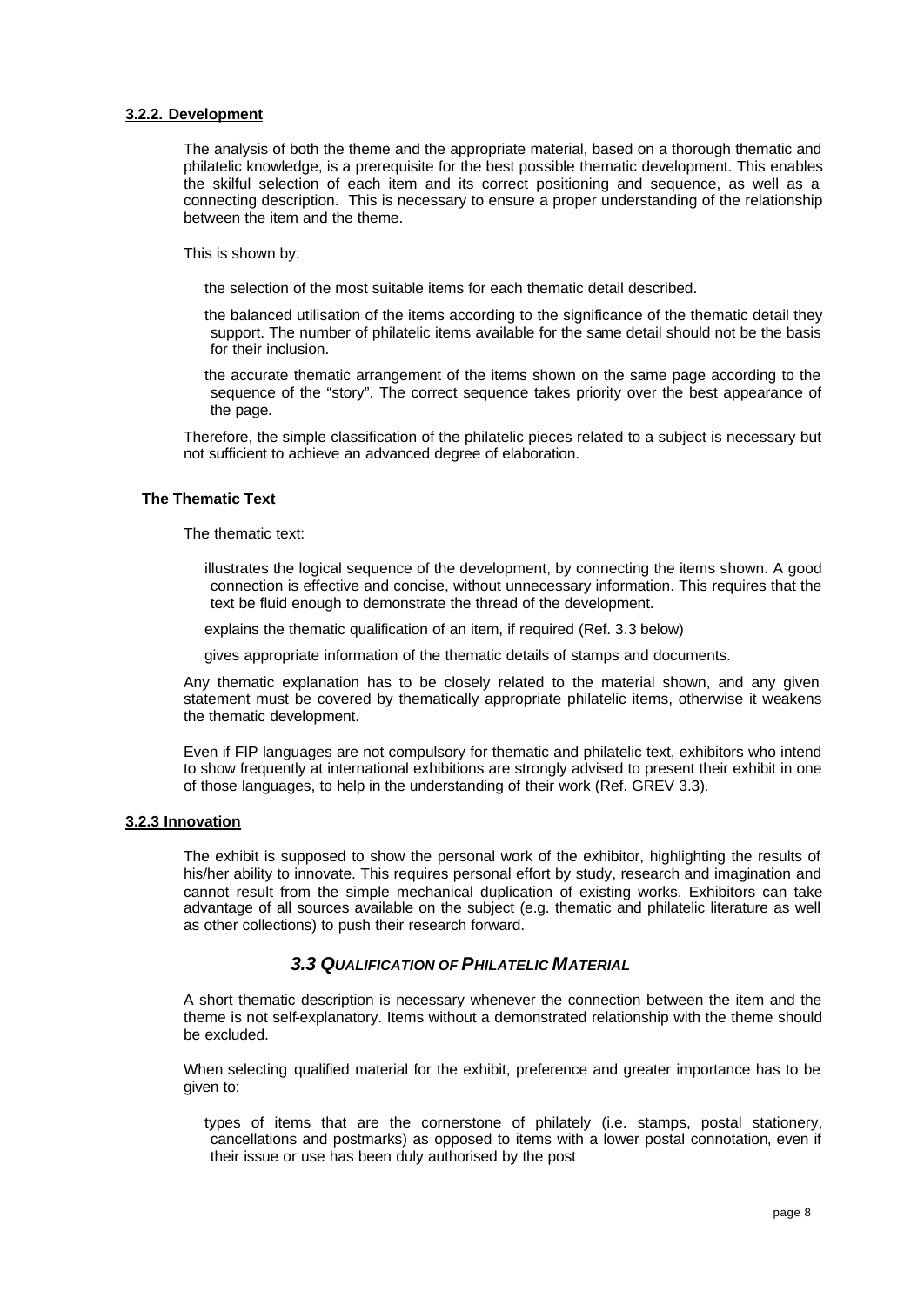#### 3.2.2. Development

The analysis of both the theme and the appropriate material, based on a thorough thematic and philatelic knowledge, is a prerequisite for the best possible thematic development. This enables the skilful selection of each item and its correct positioning and sequence, as well as a connecting description. This is necessary to ensure a proper understanding of the relationship between the item and the theme.

This is shown by:

- the selection of the most suitable items for each thematic detail described.
- the balanced utilisation of the items according to the significance of the thematic detail they support. The number of philatelic items available for the same detail should not be the basis for their inclusion.
- the accurate thematic arrangement of the items shown on the same page according to the sequence of the "story". The correct sequence takes priority over the best appearance of the page.

Therefore, the simple classification of the philatelic pieces related to a subject is necessary but not sufficient to achieve an advanced degree of elaboration.

**The Thematic Text**

The thematic text:

- illustrates the logical sequence of the development, by connecting the items shown. A good connection is effective and concise, without unnecessary information. This requires that the text be fluid enough to demonstrate the thread of the development.
- explains the thematic qualification of an item, if required (Ref. 3.3 below)
- gives appropriate information of the thematic details of stamps and documents.

Any thematic explanation has to be closely related to the material shown, and any given statement must be covered by thematically appropriate philatelic items, otherwise it weakens the thematic development.

Even if FIP languages are not compulsory for thematic and philatelic text, exhibitors who intend to show frequently at international exhibitions are strongly advised to present their exhibit in one of those languages, to help in the understanding of their work (Ref. GREV 3.3).

#### 3.2.3 Innovation

The exhibit is supposed to show the personal work of the exhibitor, highlighting the results of his/her ability to innovate. This requires personal effort by study, research and imagination and cannot result from the simple mechanical duplication of existing works. Exhibitors can take advantage of all sources available on the subject (e.g. thematic and philatelic literature as well as other collections) to push their research forward.

### *3.3 QUALIFICATION OF PHILATELIC MATERIAL*

A short thematic description is necessary whenever the connection between the item and the theme is not self-explanatory. Items without a demonstrated relationship with the theme should be excluded.

When selecting qualified material for the exhibit, preference and greater importance has to be given to:

- types of items that are the cornerstone of philately (i.e. stamps, postal stationery, cancellations and postmarks) as opposed to items with a lower postal connotation, even if their issue or use has been duly authorised by the post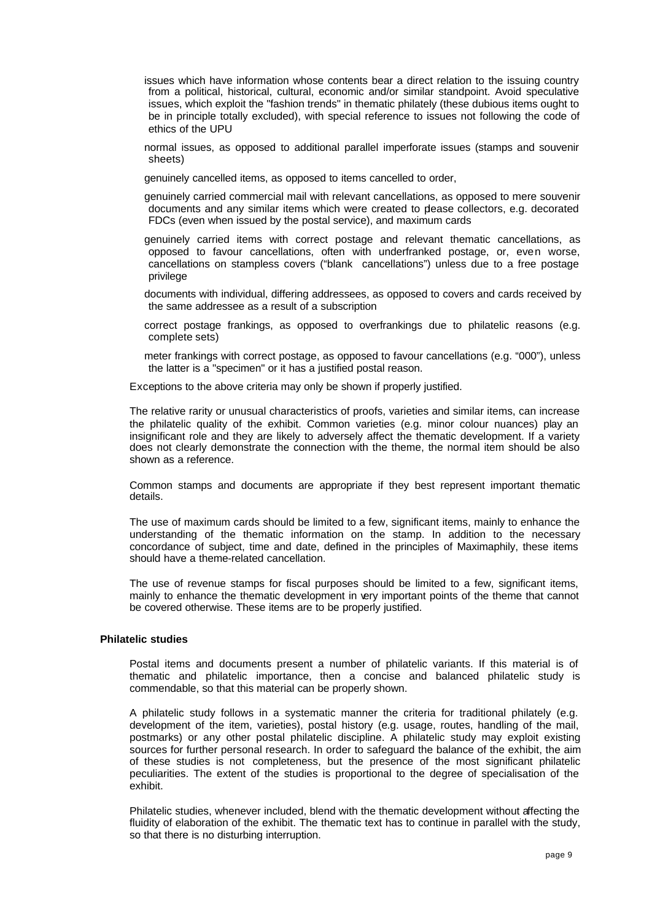- issues which have information whose contents bear a direct relation to the issuing country from a political, historical, cultural, economic and/or similar standpoint. Avoid speculative issues, which exploit the "fashion trends" in thematic philately (these dubious items ought to be in principle totally excluded), with special reference to issues not following the code of ethics of the UPU
- normal issues, as opposed to additional parallel imperforate issues (stamps and souvenir sheets)
- genuinely cancelled items, as opposed to items cancelled to order,
- genuinely carried commercial mail with relevant cancellations, as opposed to mere souvenir documents and any similar items which were created to please collectors, e.g. decorated FDCs (even when issued by the postal service), and maximum cards
- genuinely carried items with correct postage and relevant thematic cancellations, as opposed to favour cancellations, often with underfranked postage, or, even worse, cancellations on stampless covers ("blank cancellations") unless due to a free postage privilege
- documents with individual, differing addressees, as opposed to covers and cards received by the same addressee as a result of a subscription
- correct postage frankings, as opposed to overfrankings due to philatelic reasons (e.g. complete sets)
- meter frankings with correct postage, as opposed to favour cancellations (e.g. "000"), unless the latter is a "specimen" or it has a justified postal reason.

Exceptions to the above criteria may only be shown if properly justified.

The relative rarity or unusual characteristics of proofs, varieties and similar items, can increase the philatelic quality of the exhibit. Common varieties (e.g. minor colour nuances) play an insignificant role and they are likely to adversely affect the thematic development. If a variety does not clearly demonstrate the connection with the theme, the normal item should be also shown as a reference.

Common stamps and documents are appropriate if they best represent important thematic details.

The use of maximum cards should be limited to a few, significant items, mainly to enhance the understanding of the thematic information on the stamp. In addition to the necessary concordance of subject, time and date, defined in the principles of Maximaphily, these items should have a theme-related cancellation.

The use of revenue stamps for fiscal purposes should be limited to a few, significant items, mainly to enhance the thematic development in very important points of the theme that cannot be covered otherwise. These items are to be properly justified.

**Philatelic studies**

Postal items and documents present a number of philatelic variants. If this material is of thematic and philatelic importance, then a concise and balanced philatelic study is commendable, so that this material can be properly shown.

A philatelic study follows in a systematic manner the criteria for traditional philately (e.g. development of the item, varieties), postal history (e.g. usage, routes, handling of the mail, postmarks) or any other postal philatelic discipline. A philatelic study may exploit existing sources for further personal research. In order to safeguard the balance of the exhibit, the aim of these studies is not completeness, but the presence of the most significant philatelic peculiarities. The extent of the studies is proportional to the degree of specialisation of the exhibit.

Philatelic studies, whenever included, blend with the thematic development without affecting the fluidity of elaboration of the exhibit. The thematic text has to continue in parallel with the study, so that there is no disturbing interruption.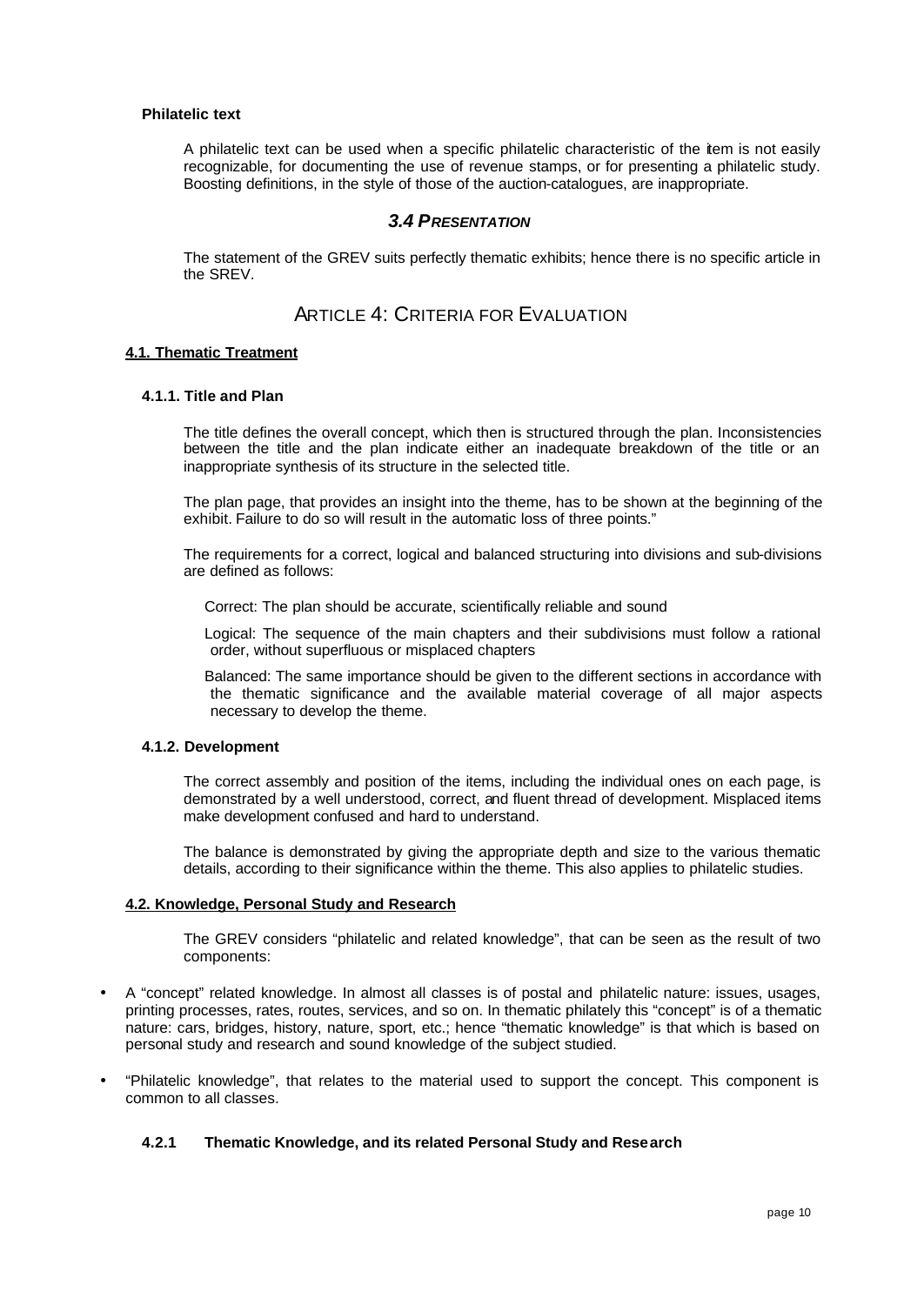**Philatelic text**

A philatelic text can be used when a specific philatelic characteristic of the item is not easily recognizable, for documenting the use of revenue stamps, or for presenting a philatelic study. Boosting definitions, in the style of those of the auction-catalogues, are inappropriate.

### *3.4 PRESENTATION*

The statement of the GREV suits perfectly thematic exhibits; hence there is no specific article in the SREV.

## ARTICLE 4: CRITERIA FOR EVALUATION

**4.1. Thematic Treatment**

**4.1.1. Title and Plan**

The title defines the overall concept, which then is structured through the plan. Inconsistencies between the title and the plan indicate either an inadequate breakdown of the title or an inappropriate synthesis of its structure in the selected title.

The plan page, that provides an insight into the theme, has to be shown at the beginning of the exhibit. Failure to do so will result in the automatic loss of three points."

The requirements for a correct, logical and balanced structuring into divisions and sub-divisions are defined as follows:

Correct: The plan should be accurate, scientifically reliable and sound

Logical: The sequence of the main chapters and their subdivisions must follow a rational order, without superfluous or misplaced chapters

Balanced: The same importance should be given to the different sections in accordance with the thematic significance and the available material coverage of all major aspects necessary to develop the theme.

**4.1.2. Development**

The correct assembly and position of the items, including the individual ones on each page, is demonstrated by a well understood, correct, and fluent thread of development. Misplaced items make development confused and hard to understand.

The balance is demonstrated by giving the appropriate depth and size to the various thematic details, according to their significance within the theme. This also applies to philatelic studies.

**4.2. Knowledge, Personal Study and Research**

The GREV considers "philatelic and related knowledge", that can be seen as the result of two components:

- A "concept" related knowledge. In almost all classes is of postal and philatelic nature: issues, usages, printing processes, rates, routes, services, and so on. In thematic philately this "concept" is of a thematic nature: cars, bridges, history, nature, sport, etc.; hence "thematic knowledge" is that which is based on personal study and research and sound knowledge of the subject studied.
- "Philatelic knowledge", that relates to the material used to support the concept. This component is common to all classes.

**4.2.1 Thematic Knowledge, and its related Personal Study and Research**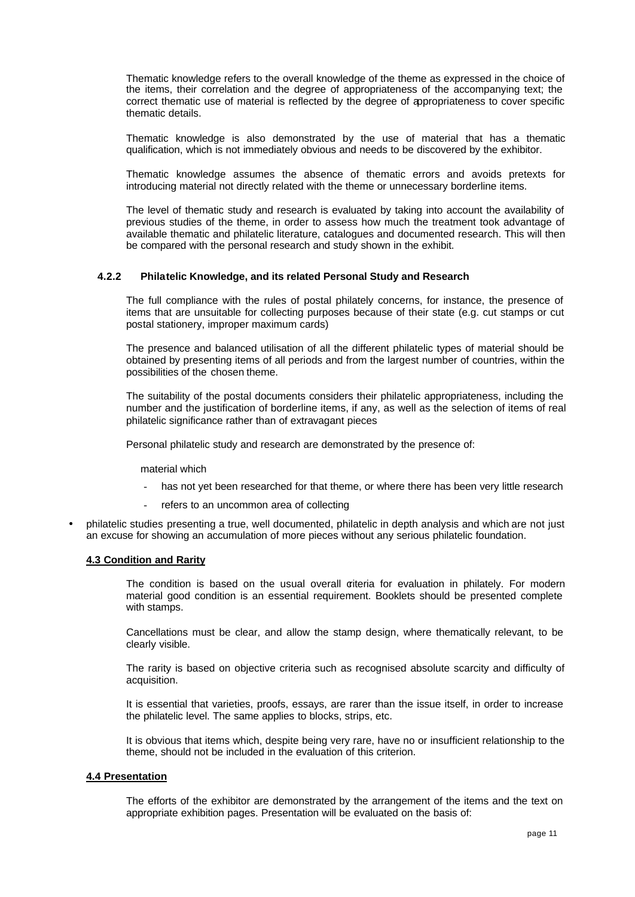Thematic knowledge refers to the overall knowledge of the theme as expressed in the choice of the items, their correlation and the degree of appropriateness of the accompanying text; the correct thematic use of material is reflected by the degree of appropriateness to cover specific thematic details.

Thematic knowledge is also demonstrated by the use of material that has a thematic qualification, which is not immediately obvious and needs to be discovered by the exhibitor.

Thematic knowledge assumes the absence of thematic errors and avoids pretexts for introducing material not directly related with the theme or unnecessary borderline items.

The level of thematic study and research is evaluated by taking into account the availability of previous studies of the theme, in order to assess how much the treatment took advantage of available thematic and philatelic literature, catalogues and documented research. This will then be compared with the personal research and study shown in the exhibit.

#### 4.2.2 Philatelic Knowledge, and its related Personal Study and Research

The full compliance with the rules of postal philately concerns, for instance, the presence of items that are unsuitable for collecting purposes because of their state (e.g. cut stamps or cut postal stationery, improper maximum cards)

The presence and balanced utilisation of all the different philatelic types of material should be obtained by presenting items of all periods and from the largest number of countries, within the possibilities of the chosen theme.

The suitability of the postal documents considers their philatelic appropriateness, including the number and the justification of borderline items, if any, as well as the selection of items of real philatelic significance rather than of extravagant pieces

Personal philatelic study and research are demonstrated by the presence of:

material which

- has not yet been researched for that theme, or where there has been very little research
- refers to an uncommon area of collecting

- philatelic studies presenting a true, well documented, philatelic in depth analysis and which are not just an excuse for showing an accumulation of more pieces without any serious philatelic foundation.

### 4.3 Condition and Rarity

The condition is based on the usual overall criteria for evaluation in philately. For modern material good condition is an essential requirement. Booklets should be presented complete with stamps.

Cancellations must be clear, and allow the stamp design, where thematically relevant, to be clearly visible.

The rarity is based on objective criteria such as recognised absolute scarcity and difficulty of acquisition.

It is essential that varieties, proofs, essays, are rarer than the issue itself, in order to increase the philatelic level. The same applies to blocks, strips, etc.

It is obvious that items which, despite being very rare, have no or insufficient relationship to the theme, should not be included in the evaluation of this criterion.

### 4.4 Presentation

The efforts of the exhibitor are demonstrated by the arrangement of the items and the text on appropriate exhibition pages. Presentation will be evaluated on the basis of: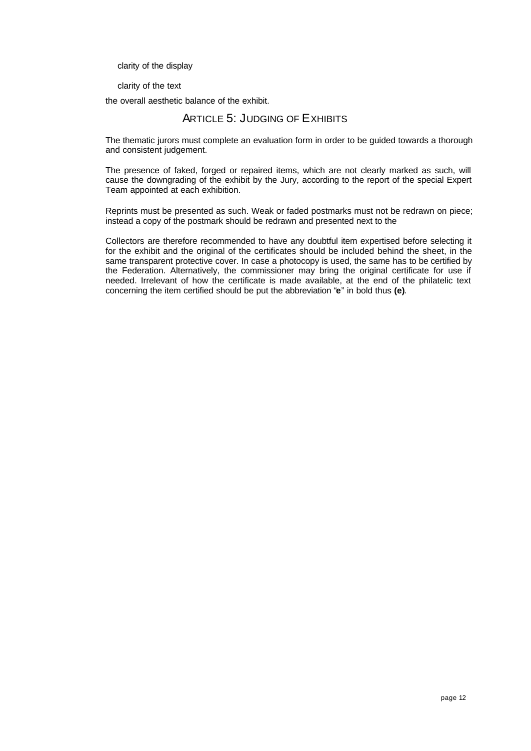clarity of the display

clarity of the text

the overall aesthetic balance of the exhibit.

## ARTICLE 5: JUDGING OF EXHIBITS

The thematic jurors must complete an evaluation form in order to be guided towards a thorough and consistent judgement.

The presence of faked, forged or repaired items, which are not clearly marked as such, will cause the downgrading of the exhibit by the Jury, according to the report of the special Expert Team appointed at each exhibition.

Reprints must be presented as such. Weak or faded postmarks must not be redrawn on piece; instead a copy of the postmark should be redrawn and presented next to the

Collectors are therefore recommended to have any doubtful item expertised before selecting it for the exhibit and the original of the certificates should be included behind the sheet, in the same transparent protective cover. In case a photocopy is used, the same has to be certified by the Federation. Alternatively, the commissioner may bring the original certificate for use if needed. Irrelevant of how the certificate is made available, at the end of the philatelic text concerning the item certified should be put the abbreviation "**e**" in bold thus **(e)**.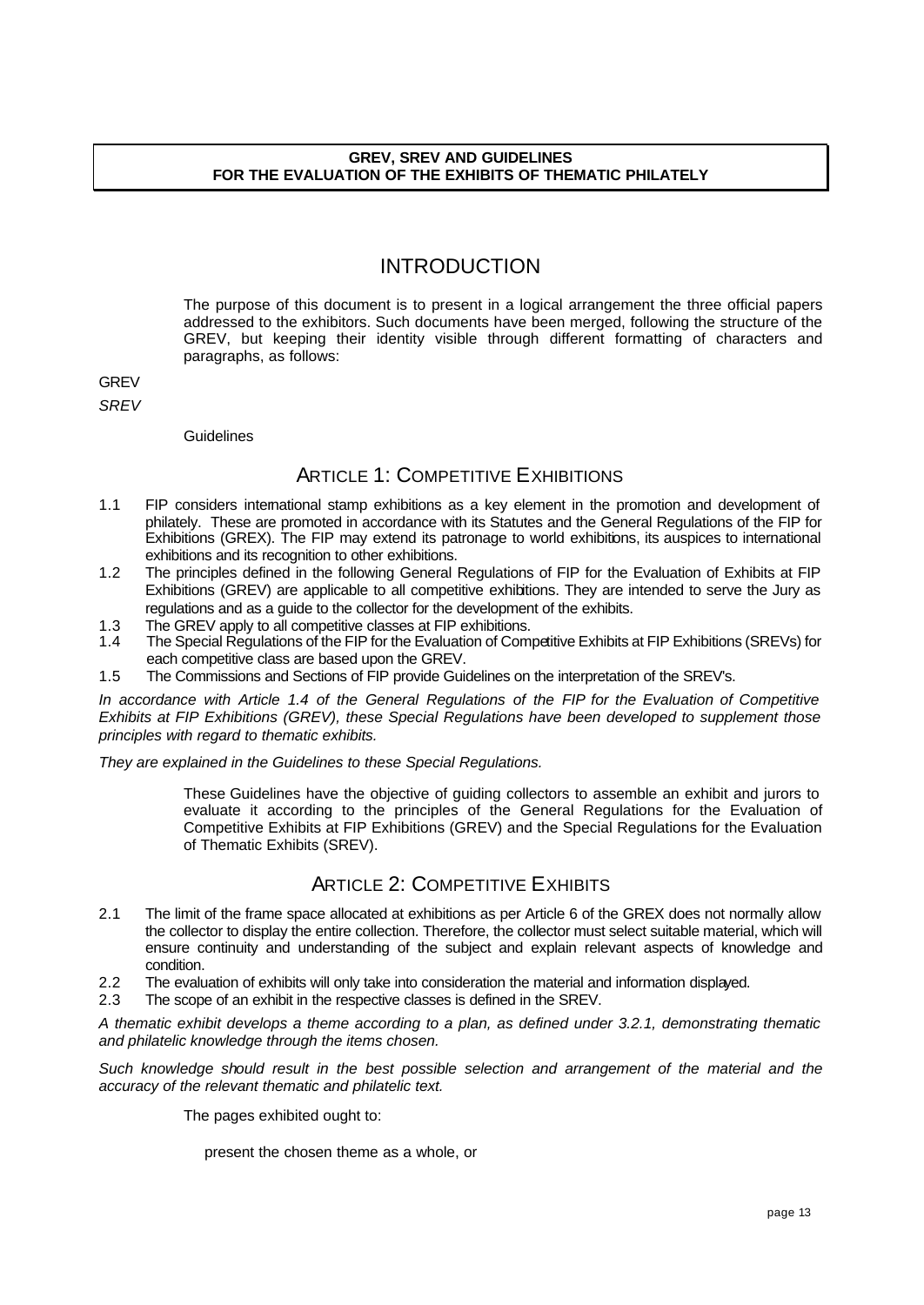**GREV, SREV AND GUIDELINES**
**FOR THE EVALUATION OF THE EXHIBITS OF THEMATIC PHILATELY**

# INTRODUCTION

The purpose of this document is to present in a logical arrangement the three official papers addressed to the exhibitors. Such documents have been merged, following the structure of the GREV, but keeping their identity visible through different formatting of characters and paragraphs, as follows:

GREV

*SREV*

Guidelines

## ARTICLE 1: COMPETITIVE EXHIBITIONS

1.1 FIP considers international stamp exhibitions as a key element in the promotion and development of philately. These are promoted in accordance with its Statutes and the General Regulations of the FIP for Exhibitions (GREX). The FIP may extend its patronage to world exhibitions, its auspices to international exhibitions and its recognition to other exhibitions.

1.2 The principles defined in the following General Regulations of FIP for the Evaluation of Exhibits at FIP Exhibitions (GREV) are applicable to all competitive exhibitions. They are intended to serve the Jury as regulations and as a guide to the collector for the development of the exhibits.

1.3 The GREV apply to all competitive classes at FIP exhibitions.

1.4 The Special Regulations of the FIP for the Evaluation of Competitive Exhibits at FIP Exhibitions (SREVs) for each competitive class are based upon the GREV.

1.5 The Commissions and Sections of FIP provide Guidelines on the interpretation of the SREV's.

*In accordance with Article 1.4 of the General Regulations of the FIP for the Evaluation of Competitive Exhibits at FIP Exhibitions (GREV), these Special Regulations have been developed to supplement those principles with regard to thematic exhibits.*

*They are explained in the Guidelines to these Special Regulations.*

These Guidelines have the objective of guiding collectors to assemble an exhibit and jurors to evaluate it according to the principles of the General Regulations for the Evaluation of Competitive Exhibits at FIP Exhibitions (GREV) and the Special Regulations for the Evaluation of Thematic Exhibits (SREV).

## ARTICLE 2: COMPETITIVE EXHIBITS

2.1 The limit of the frame space allocated at exhibitions as per Article 6 of the GREX does not normally allow the collector to display the entire collection. Therefore, the collector must select suitable material, which will ensure continuity and understanding of the subject and explain relevant aspects of knowledge and condition.

2.2 The evaluation of exhibits will only take into consideration the material and information displayed.

2.3 The scope of an exhibit in the respective classes is defined in the SREV.

*A thematic exhibit develops a theme according to a plan, as defined under 3.2.1, demonstrating thematic and philatelic knowledge through the items chosen.*

*Such knowledge should result in the best possible selection and arrangement of the material and the accuracy of the relevant thematic and philatelic text.*

The pages exhibited ought to:

present the chosen theme as a whole, or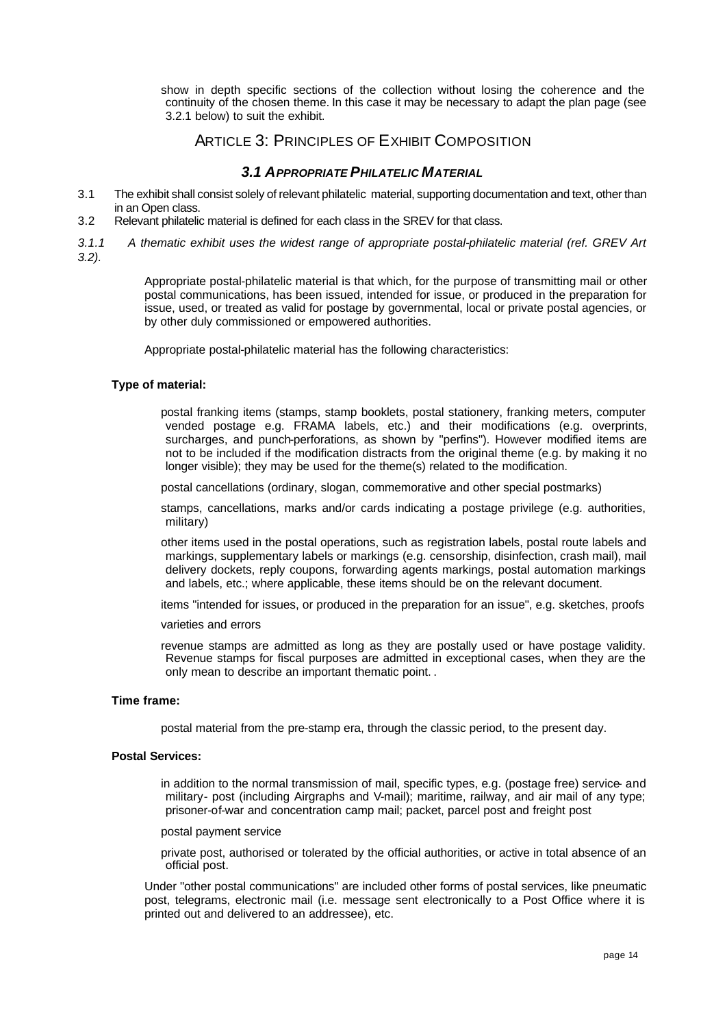show in depth specific sections of the collection without losing the coherence and the continuity of the chosen theme. In this case it may be necessary to adapt the plan page (see 3.2.1 below) to suit the exhibit.

## ARTICLE 3: PRINCIPLES OF EXHIBIT COMPOSITION

### *3.1 APPROPRIATE PHILATELIC MATERIAL*

3.1 The exhibit shall consist solely of relevant philatelic material, supporting documentation and text, other than in an Open class.

3.2 Relevant philatelic material is defined for each class in the SREV for that class.

*3.1.1 A thematic exhibit uses the widest range of appropriate postal-philatelic material (ref. GREV Art 3.2).*

Appropriate postal-philatelic material is that which, for the purpose of transmitting mail or other postal communications, has been issued, intended for issue, or produced in the preparation for issue, used, or treated as valid for postage by governmental, local or private postal agencies, or by other duly commissioned or empowered authorities.

Appropriate postal-philatelic material has the following characteristics:

**Type of material:**

postal franking items (stamps, stamp booklets, postal stationery, franking meters, computer vended postage e.g. FRAMA labels, etc.) and their modifications (e.g. overprints, surcharges, and punch-perforations, as shown by "perfins"). However modified items are not to be included if the modification distracts from the original theme (e.g. by making it no longer visible); they may be used for the theme(s) related to the modification.

postal cancellations (ordinary, slogan, commemorative and other special postmarks)

stamps, cancellations, marks and/or cards indicating a postage privilege (e.g. authorities, military)

other items used in the postal operations, such as registration labels, postal route labels and markings, supplementary labels or markings (e.g. censorship, disinfection, crash mail), mail delivery dockets, reply coupons, forwarding agents markings, postal automation markings and labels, etc.; where applicable, these items should be on the relevant document.

items "intended for issues, or produced in the preparation for an issue", e.g. sketches, proofs

varieties and errors

revenue stamps are admitted as long as they are postally used or have postage validity. Revenue stamps for fiscal purposes are admitted in exceptional cases, when they are the only mean to describe an important thematic point. .

**Time frame:**

postal material from the pre-stamp era, through the classic period, to the present day.

**Postal Services:**

in addition to the normal transmission of mail, specific types, e.g. (postage free) service- and military- post (including Airgraphs and V-mail); maritime, railway, and air mail of any type; prisoner-of-war and concentration camp mail; packet, parcel post and freight post

postal payment service

private post, authorised or tolerated by the official authorities, or active in total absence of an official post.

Under "other postal communications" are included other forms of postal services, like pneumatic post, telegrams, electronic mail (i.e. message sent electronically to a Post Office where it is printed out and delivered to an addressee), etc.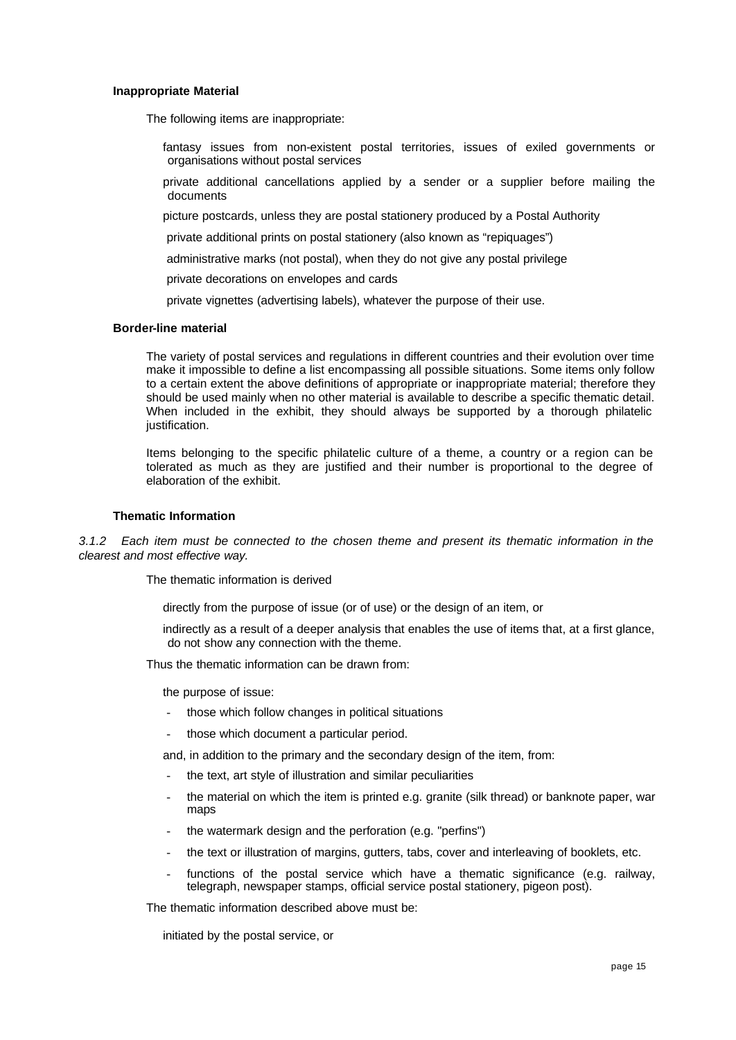#### Inappropriate Material

The following items are inappropriate:

- fantasy issues from non-existent postal territories, issues of exiled governments or organisations without postal services
- private additional cancellations applied by a sender or a supplier before mailing the documents
- picture postcards, unless they are postal stationery produced by a Postal Authority
- private additional prints on postal stationery (also known as "repiquages")
- administrative marks (not postal), when they do not give any postal privilege
- private decorations on envelopes and cards
- private vignettes (advertising labels), whatever the purpose of their use.

#### Border-line material

The variety of postal services and regulations in different countries and their evolution over time make it impossible to define a list encompassing all possible situations. Some items only follow to a certain extent the above definitions of appropriate or inappropriate material; therefore they should be used mainly when no other material is available to describe a specific thematic detail. When included in the exhibit, they should always be supported by a thorough philatelic justification.

Items belonging to the specific philatelic culture of a theme, a country or a region can be tolerated as much as they are justified and their number is proportional to the degree of elaboration of the exhibit.

#### Thematic Information

*3.1.2 Each item must be connected to the chosen theme and present its thematic information in the clearest and most effective way.*

The thematic information is derived

- directly from the purpose of issue (or of use) or the design of an item, or
- indirectly as a result of a deeper analysis that enables the use of items that, at a first glance, do not show any connection with the theme.

Thus the thematic information can be drawn from:

- the purpose of issue:
  - those which follow changes in political situations
  - those which document a particular period.
- and, in addition to the primary and the secondary design of the item, from:
  - the text, art style of illustration and similar peculiarities
  - the material on which the item is printed e.g. granite (silk thread) or banknote paper, war maps
  - the watermark design and the perforation (e.g. "perfins")
  - the text or illustration of margins, gutters, tabs, cover and interleaving of booklets, etc.
  - functions of the postal service which have a thematic significance (e.g. railway, telegraph, newspaper stamps, official service postal stationery, pigeon post).

The thematic information described above must be:

- initiated by the postal service, or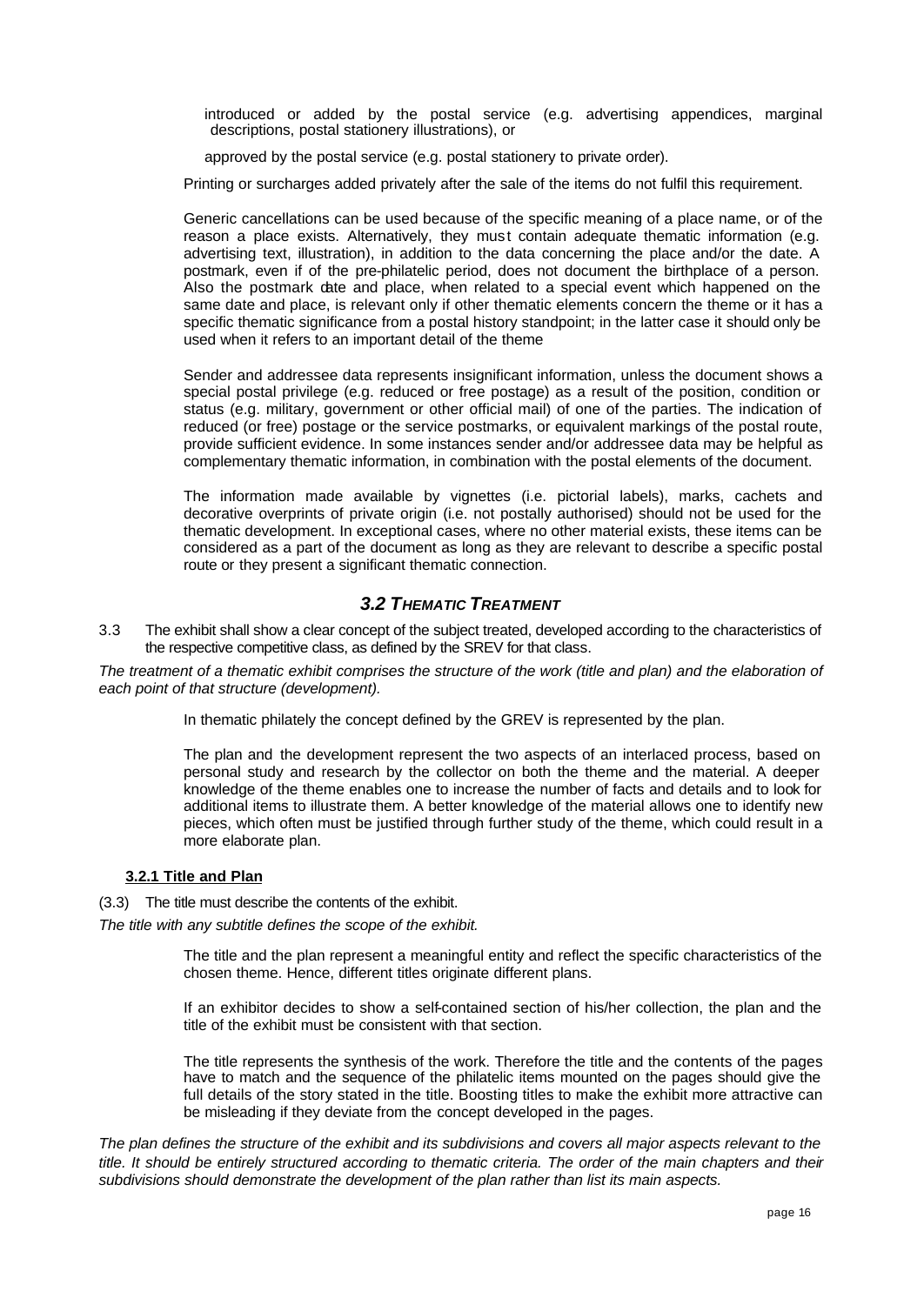introduced or added by the postal service (e.g. advertising appendices, marginal descriptions, postal stationery illustrations), or

approved by the postal service (e.g. postal stationery to private order).

Printing or surcharges added privately after the sale of the items do not fulfil this requirement.

Generic cancellations can be used because of the specific meaning of a place name, or of the reason a place exists. Alternatively, they must contain adequate thematic information (e.g. advertising text, illustration), in addition to the data concerning the place and/or the date. A postmark, even if of the pre-philatelic period, does not document the birthplace of a person. Also the postmark date and place, when related to a special event which happened on the same date and place, is relevant only if other thematic elements concern the theme or it has a specific thematic significance from a postal history standpoint; in the latter case it should only be used when it refers to an important detail of the theme

Sender and addressee data represents insignificant information, unless the document shows a special postal privilege (e.g. reduced or free postage) as a result of the position, condition or status (e.g. military, government or other official mail) of one of the parties. The indication of reduced (or free) postage or the service postmarks, or equivalent markings of the postal route, provide sufficient evidence. In some instances sender and/or addressee data may be helpful as complementary thematic information, in combination with the postal elements of the document.

The information made available by vignettes (i.e. pictorial labels), marks, cachets and decorative overprints of private origin (i.e. not postally authorised) should not be used for the thematic development. In exceptional cases, where no other material exists, these items can be considered as a part of the document as long as they are relevant to describe a specific postal route or they present a significant thematic connection.

## *3.2 THEMATIC TREATMENT*

3.3 The exhibit shall show a clear concept of the subject treated, developed according to the characteristics of the respective competitive class, as defined by the SREV for that class.

*The treatment of a thematic exhibit comprises the structure of the work (title and plan) and the elaboration of each point of that structure (development).*

In thematic philately the concept defined by the GREV is represented by the plan.

The plan and the development represent the two aspects of an interlaced process, based on personal study and research by the collector on both the theme and the material. A deeper knowledge of the theme enables one to increase the number of facts and details and to look for additional items to illustrate them. A better knowledge of the material allows one to identify new pieces, which often must be justified through further study of the theme, which could result in a more elaborate plan.

### **3.2.1 Title and Plan**

(3.3) The title must describe the contents of the exhibit.

*The title with any subtitle defines the scope of the exhibit.*

The title and the plan represent a meaningful entity and reflect the specific characteristics of the chosen theme. Hence, different titles originate different plans.

If an exhibitor decides to show a self-contained section of his/her collection, the plan and the title of the exhibit must be consistent with that section.

The title represents the synthesis of the work. Therefore the title and the contents of the pages have to match and the sequence of the philatelic items mounted on the pages should give the full details of the story stated in the title. Boosting titles to make the exhibit more attractive can be misleading if they deviate from the concept developed in the pages.

*The plan defines the structure of the exhibit and its subdivisions and covers all major aspects relevant to the title. It should be entirely structured according to thematic criteria. The order of the main chapters and their subdivisions should demonstrate the development of the plan rather than list its main aspects.*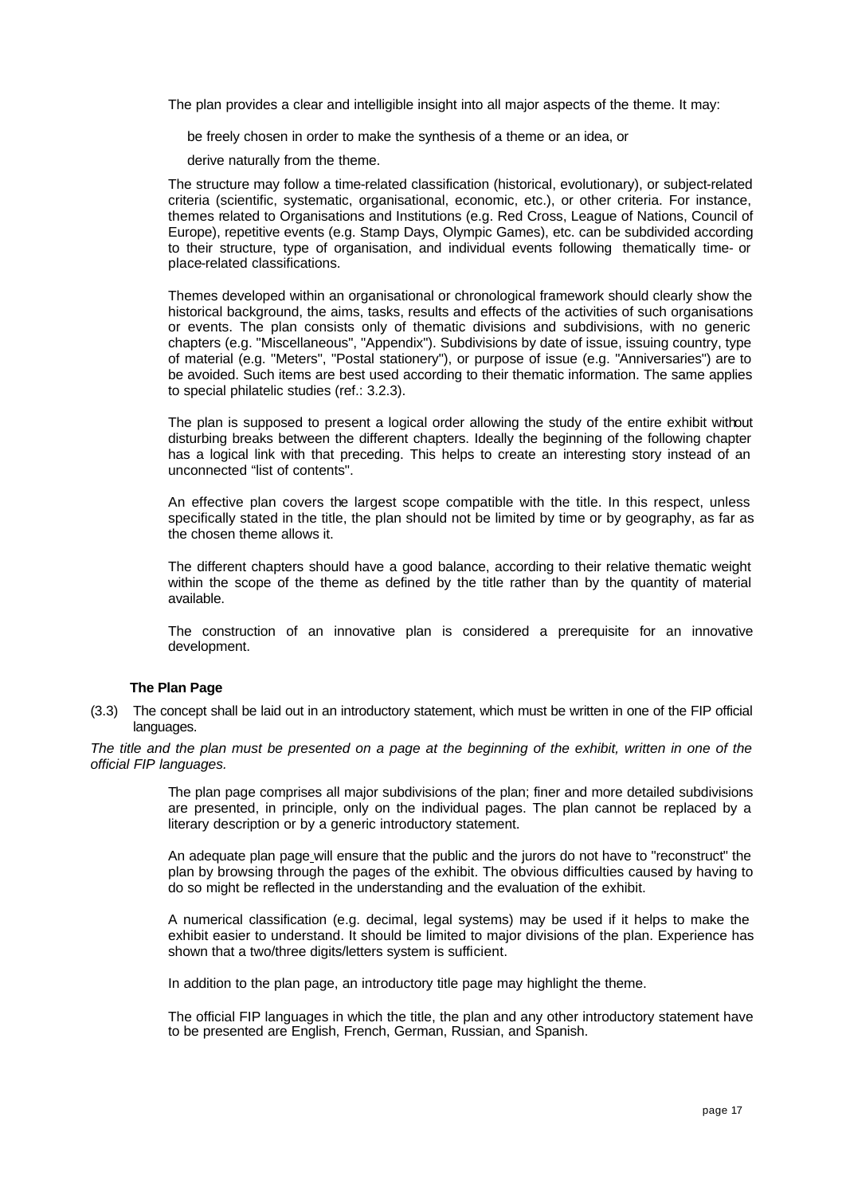The plan provides a clear and intelligible insight into all major aspects of the theme. It may:

be freely chosen in order to make the synthesis of a theme or an idea, or

derive naturally from the theme.

The structure may follow a time-related classification (historical, evolutionary), or subject-related criteria (scientific, systematic, organisational, economic, etc.), or other criteria. For instance, themes related to Organisations and Institutions (e.g. Red Cross, League of Nations, Council of Europe), repetitive events (e.g. Stamp Days, Olympic Games), etc. can be subdivided according to their structure, type of organisation, and individual events following thematically time- or place-related classifications.

Themes developed within an organisational or chronological framework should clearly show the historical background, the aims, tasks, results and effects of the activities of such organisations or events. The plan consists only of thematic divisions and subdivisions, with no generic chapters (e.g. "Miscellaneous", "Appendix"). Subdivisions by date of issue, issuing country, type of material (e.g. "Meters", "Postal stationery"), or purpose of issue (e.g. "Anniversaries") are to be avoided. Such items are best used according to their thematic information. The same applies to special philatelic studies (ref.: 3.2.3).

The plan is supposed to present a logical order allowing the study of the entire exhibit without disturbing breaks between the different chapters. Ideally the beginning of the following chapter has a logical link with that preceding. This helps to create an interesting story instead of an unconnected "list of contents".

An effective plan covers the largest scope compatible with the title. In this respect, unless specifically stated in the title, the plan should not be limited by time or by geography, as far as the chosen theme allows it.

The different chapters should have a good balance, according to their relative thematic weight within the scope of the theme as defined by the title rather than by the quantity of material available.

The construction of an innovative plan is considered a prerequisite for an innovative development.

#### The Plan Page

(3.3) The concept shall be laid out in an introductory statement, which must be written in one of the FIP official languages.

*The title and the plan must be presented on a page at the beginning of the exhibit, written in one of the official FIP languages.*

The plan page comprises all major subdivisions of the plan; finer and more detailed subdivisions are presented, in principle, only on the individual pages. The plan cannot be replaced by a literary description or by a generic introductory statement.

An adequate plan page will ensure that the public and the jurors do not have to "reconstruct" the plan by browsing through the pages of the exhibit. The obvious difficulties caused by having to do so might be reflected in the understanding and the evaluation of the exhibit.

A numerical classification (e.g. decimal, legal systems) may be used if it helps to make the exhibit easier to understand. It should be limited to major divisions of the plan. Experience has shown that a two/three digits/letters system is sufficient.

In addition to the plan page, an introductory title page may highlight the theme.

The official FIP languages in which the title, the plan and any other introductory statement have to be presented are English, French, German, Russian, and Spanish.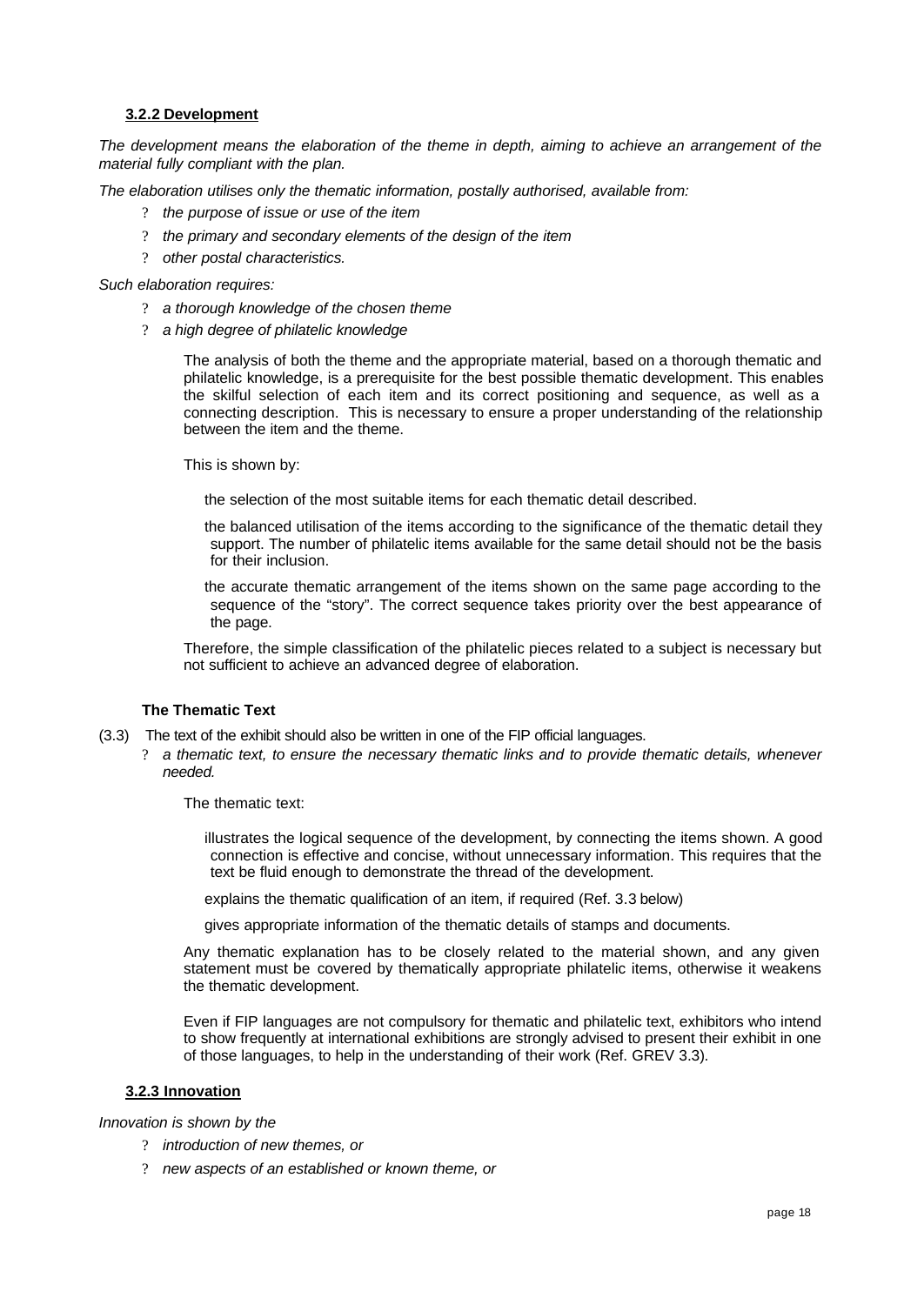### 3.2.2 Development

*The development means the elaboration of the theme in depth, aiming to achieve an arrangement of the material fully compliant with the plan.*

*The elaboration utilises only the thematic information, postally authorised, available from:*

- *the purpose of issue or use of the item*
- *the primary and secondary elements of the design of the item*
- *other postal characteristics.*

*Such elaboration requires:*

- *a thorough knowledge of the chosen theme*
- *a high degree of philatelic knowledge*

The analysis of both the theme and the appropriate material, based on a thorough thematic and philatelic knowledge, is a prerequisite for the best possible thematic development. This enables the skilful selection of each item and its correct positioning and sequence, as well as a connecting description. This is necessary to ensure a proper understanding of the relationship between the item and the theme.

This is shown by:

- the selection of the most suitable items for each thematic detail described.
- the balanced utilisation of the items according to the significance of the thematic detail they support. The number of philatelic items available for the same detail should not be the basis for their inclusion.
- the accurate thematic arrangement of the items shown on the same page according to the sequence of the "story". The correct sequence takes priority over the best appearance of the page.

Therefore, the simple classification of the philatelic pieces related to a subject is necessary but not sufficient to achieve an advanced degree of elaboration.

#### The Thematic Text

(3.3) The text of the exhibit should also be written in one of the FIP official languages.

- *a thematic text, to ensure the necessary thematic links and to provide thematic details, whenever needed.*

The thematic text:

- illustrates the logical sequence of the development, by connecting the items shown. A good connection is effective and concise, without unnecessary information. This requires that the text be fluid enough to demonstrate the thread of the development.
- explains the thematic qualification of an item, if required (Ref. 3.3 below)
- gives appropriate information of the thematic details of stamps and documents.

Any thematic explanation has to be closely related to the material shown, and any given statement must be covered by thematically appropriate philatelic items, otherwise it weakens the thematic development.

Even if FIP languages are not compulsory for thematic and philatelic text, exhibitors who intend to show frequently at international exhibitions are strongly advised to present their exhibit in one of those languages, to help in the understanding of their work (Ref. GREV 3.3).

### 3.2.3 Innovation

*Innovation is shown by the*

- *introduction of new themes, or*
- *new aspects of an established or known theme, or*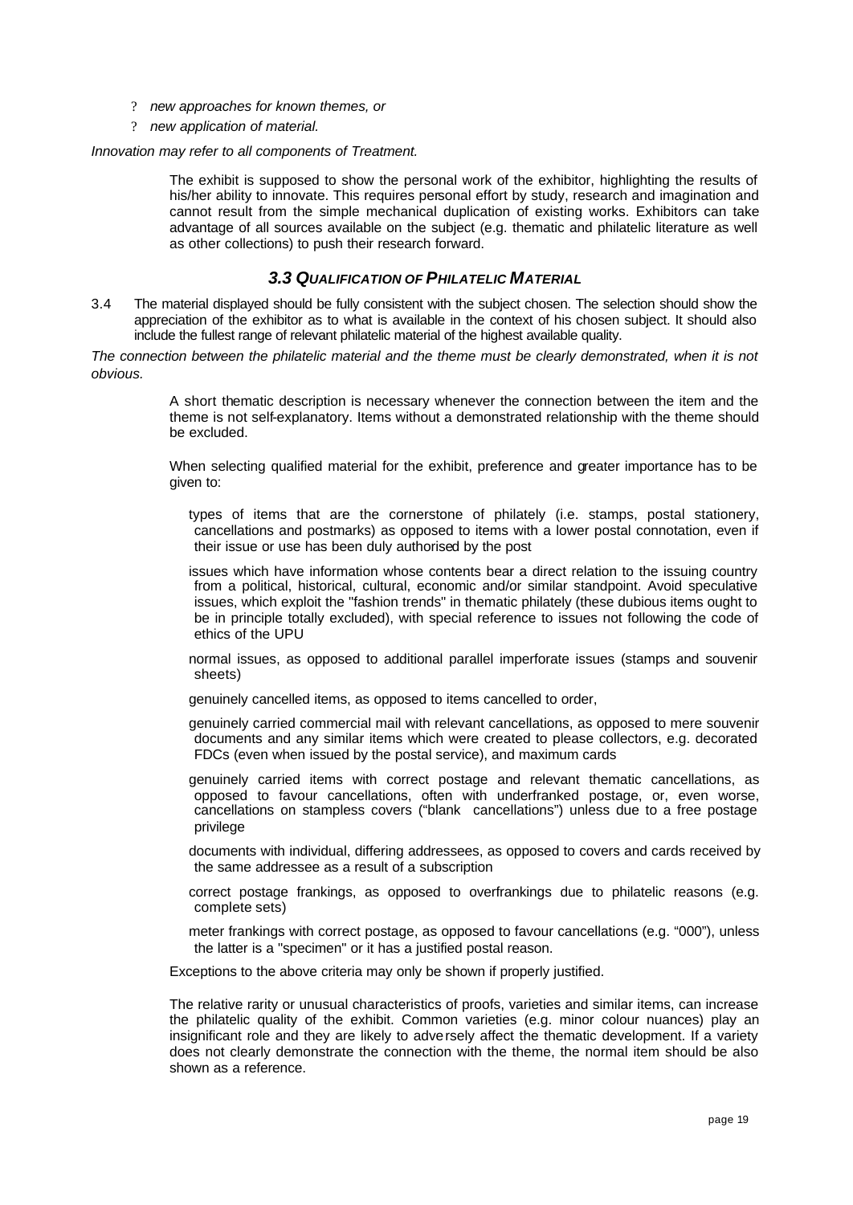- *new approaches for known themes, or*
- *new application of material.*

*Innovation may refer to all components of Treatment.*

The exhibit is supposed to show the personal work of the exhibitor, highlighting the results of his/her ability to innovate. This requires personal effort by study, research and imagination and cannot result from the simple mechanical duplication of existing works. Exhibitors can take advantage of all sources available on the subject (e.g. thematic and philatelic literature as well as other collections) to push their research forward.

### *3.3 QUALIFICATION OF PHILATELIC MATERIAL*

3.4 The material displayed should be fully consistent with the subject chosen. The selection should show the appreciation of the exhibitor as to what is available in the context of his chosen subject. It should also include the fullest range of relevant philatelic material of the highest available quality.

*The connection between the philatelic material and the theme must be clearly demonstrated, when it is not obvious.*

A short thematic description is necessary whenever the connection between the item and the theme is not self-explanatory. Items without a demonstrated relationship with the theme should be excluded.

When selecting qualified material for the exhibit, preference and greater importance has to be given to:

- types of items that are the cornerstone of philately (i.e. stamps, postal stationery, cancellations and postmarks) as opposed to items with a lower postal connotation, even if their issue or use has been duly authorised by the post
- issues which have information whose contents bear a direct relation to the issuing country from a political, historical, cultural, economic and/or similar standpoint. Avoid speculative issues, which exploit the "fashion trends" in thematic philately (these dubious items ought to be in principle totally excluded), with special reference to issues not following the code of ethics of the UPU
- normal issues, as opposed to additional parallel imperforate issues (stamps and souvenir sheets)
- genuinely cancelled items, as opposed to items cancelled to order,
- genuinely carried commercial mail with relevant cancellations, as opposed to mere souvenir documents and any similar items which were created to please collectors, e.g. decorated FDCs (even when issued by the postal service), and maximum cards
- genuinely carried items with correct postage and relevant thematic cancellations, as opposed to favour cancellations, often with underfranked postage, or, even worse, cancellations on stampless covers ("blank cancellations") unless due to a free postage privilege
- documents with individual, differing addressees, as opposed to covers and cards received by the same addressee as a result of a subscription
- correct postage frankings, as opposed to overfrankings due to philatelic reasons (e.g. complete sets)
- meter frankings with correct postage, as opposed to favour cancellations (e.g. "000"), unless the latter is a "specimen" or it has a justified postal reason.

Exceptions to the above criteria may only be shown if properly justified.

The relative rarity or unusual characteristics of proofs, varieties and similar items, can increase the philatelic quality of the exhibit. Common varieties (e.g. minor colour nuances) play an insignificant role and they are likely to adversely affect the thematic development. If a variety does not clearly demonstrate the connection with the theme, the normal item should be also shown as a reference.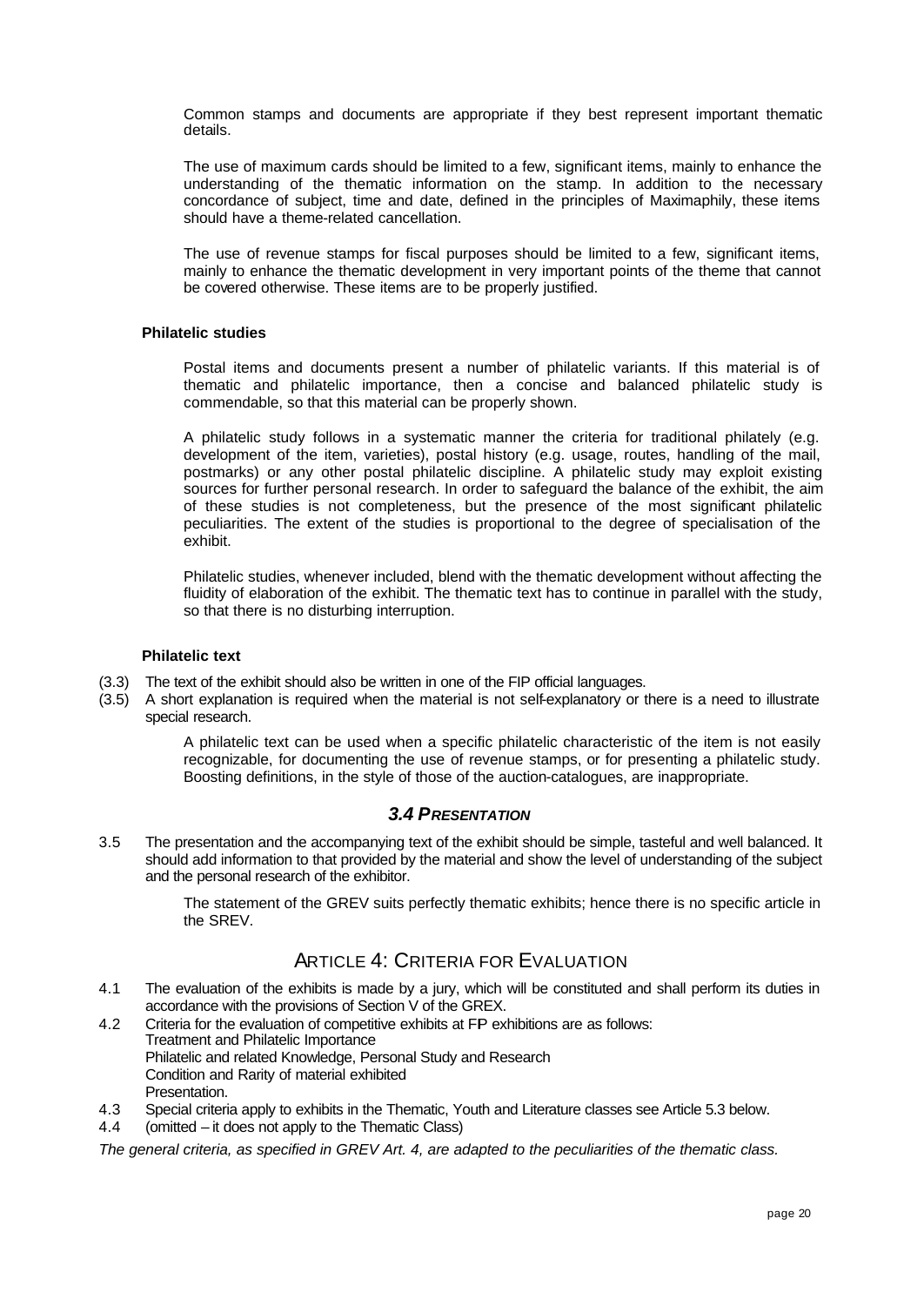Common stamps and documents are appropriate if they best represent important thematic details.

The use of maximum cards should be limited to a few, significant items, mainly to enhance the understanding of the thematic information on the stamp. In addition to the necessary concordance of subject, time and date, defined in the principles of Maximaphily, these items should have a theme-related cancellation.

The use of revenue stamps for fiscal purposes should be limited to a few, significant items, mainly to enhance the thematic development in very important points of the theme that cannot be covered otherwise. These items are to be properly justified.

#### Philatelic studies

Postal items and documents present a number of philatelic variants. If this material is of thematic and philatelic importance, then a concise and balanced philatelic study is commendable, so that this material can be properly shown.

A philatelic study follows in a systematic manner the criteria for traditional philately (e.g. development of the item, varieties), postal history (e.g. usage, routes, handling of the mail, postmarks) or any other postal philatelic discipline. A philatelic study may exploit existing sources for further personal research. In order to safeguard the balance of the exhibit, the aim of these studies is not completeness, but the presence of the most significant philatelic peculiarities. The extent of the studies is proportional to the degree of specialisation of the exhibit.

Philatelic studies, whenever included, blend with the thematic development without affecting the fluidity of elaboration of the exhibit. The thematic text has to continue in parallel with the study, so that there is no disturbing interruption.

#### Philatelic text

(3.3) The text of the exhibit should also be written in one of the FIP official languages.

(3.5) A short explanation is required when the material is not self-explanatory or there is a need to illustrate special research.

A philatelic text can be used when a specific philatelic characteristic of the item is not easily recognizable, for documenting the use of revenue stamps, or for presenting a philatelic study. Boosting definitions, in the style of those of the auction-catalogues, are inappropriate.

### *3.4 PRESENTATION*

3.5 The presentation and the accompanying text of the exhibit should be simple, tasteful and well balanced. It should add information to that provided by the material and show the level of understanding of the subject and the personal research of the exhibitor.

The statement of the GREV suits perfectly thematic exhibits; hence there is no specific article in the SREV.

## ARTICLE 4: CRITERIA FOR EVALUATION

4.1 The evaluation of the exhibits is made by a jury, which will be constituted and shall perform its duties in accordance with the provisions of Section V of the GREX.

4.2 Criteria for the evaluation of competitive exhibits at FIP exhibitions are as follows:
Treatment and Philatelic Importance
Philatelic and related Knowledge, Personal Study and Research
Condition and Rarity of material exhibited
Presentation.

4.3 Special criteria apply to exhibits in the Thematic, Youth and Literature classes see Article 5.3 below.

4.4 (omitted – it does not apply to the Thematic Class)

*The general criteria, as specified in GREV Art. 4, are adapted to the peculiarities of the thematic class.*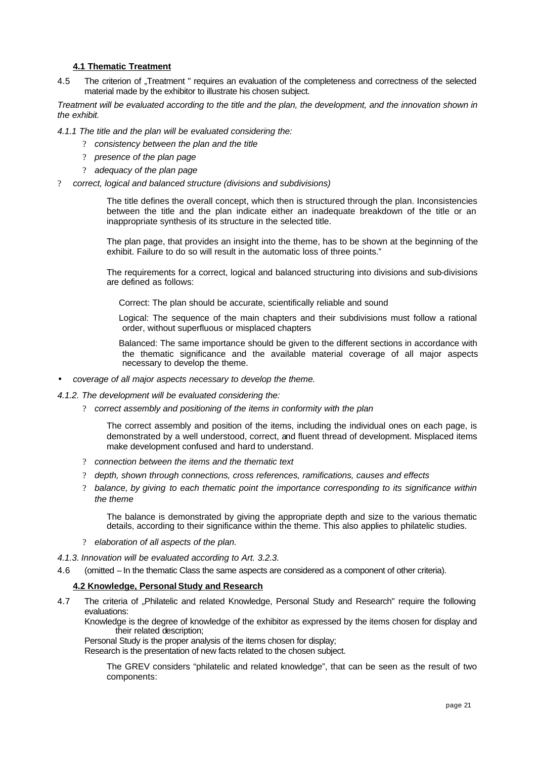#### 4.1 Thematic Treatment

4.5 The criterion of „Treatment " requires an evaluation of the completeness and correctness of the selected material made by the exhibitor to illustrate his chosen subject.

*Treatment will be evaluated according to the title and the plan, the development, and the innovation shown in the exhibit.*

*4.1.1 The title and the plan will be evaluated considering the:*

- ? *consistency between the plan and the title*
- ? *presence of the plan page*
- ? *adequacy of the plan page*
- ? *correct, logical and balanced structure (divisions and subdivisions)*

The title defines the overall concept, which then is structured through the plan. Inconsistencies between the title and the plan indicate either an inadequate breakdown of the title or an inappropriate synthesis of its structure in the selected title.

The plan page, that provides an insight into the theme, has to be shown at the beginning of the exhibit. Failure to do so will result in the automatic loss of three points."

The requirements for a correct, logical and balanced structuring into divisions and sub-divisions are defined as follows:

Correct: The plan should be accurate, scientifically reliable and sound

Logical: The sequence of the main chapters and their subdivisions must follow a rational order, without superfluous or misplaced chapters

Balanced: The same importance should be given to the different sections in accordance with the thematic significance and the available material coverage of all major aspects necessary to develop the theme.

- *coverage of all major aspects necessary to develop the theme.*

*4.1.2. The development will be evaluated considering the:*

- ? *correct assembly and positioning of the items in conformity with the plan*

  The correct assembly and position of the items, including the individual ones on each page, is demonstrated by a well understood, correct, and fluent thread of development. Misplaced items make development confused and hard to understand.

- ? *connection between the items and the thematic text*
- ? *depth, shown through connections, cross references, ramifications, causes and effects*
- ? *balance, by giving to each thematic point the importance corresponding to its significance within the theme*

  The balance is demonstrated by giving the appropriate depth and size to the various thematic details, according to their significance within the theme. This also applies to philatelic studies.

- ? *elaboration of all aspects of the plan.*

*4.1.3. Innovation will be evaluated according to Art. 3.2.3.*

4.6 (omitted – In the thematic Class the same aspects are considered as a component of other criteria).

#### 4.2 Knowledge, Personal Study and Research

4.7 The criteria of „Philatelic and related Knowledge, Personal Study and Research" require the following evaluations:

Knowledge is the degree of knowledge of the exhibitor as expressed by the items chosen for display and their related description;

Personal Study is the proper analysis of the items chosen for display;

Research is the presentation of new facts related to the chosen subject.

The GREV considers "philatelic and related knowledge", that can be seen as the result of two components: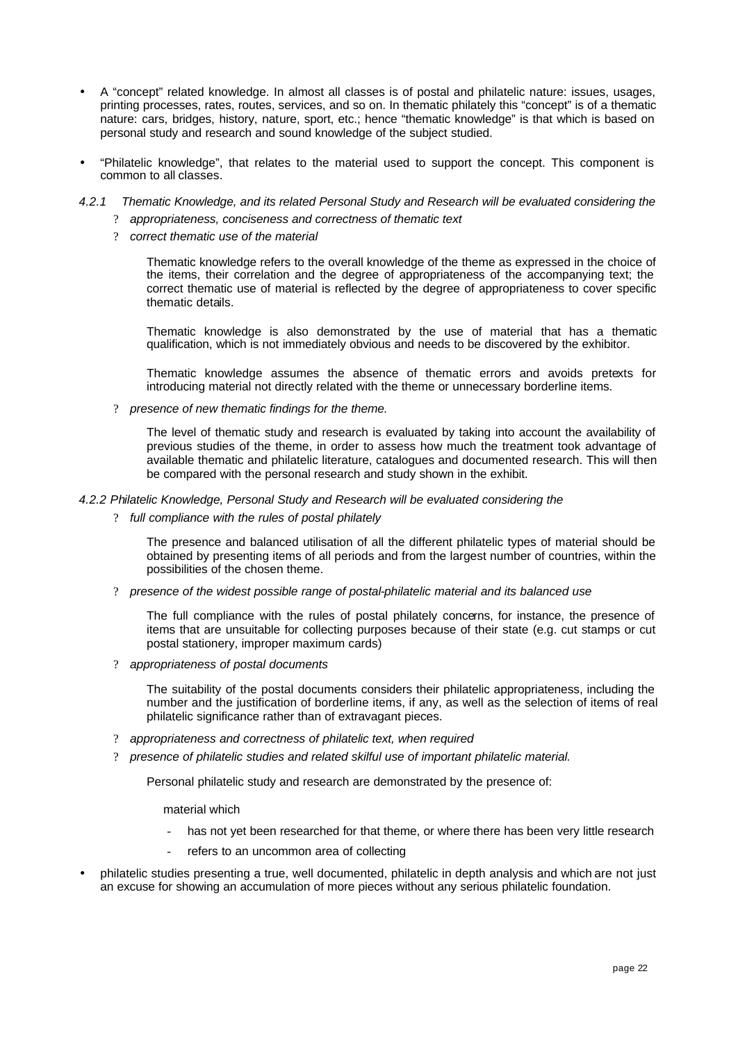- A "concept" related knowledge. In almost all classes is of postal and philatelic nature: issues, usages, printing processes, rates, routes, services, and so on. In thematic philately this "concept" is of a thematic nature: cars, bridges, history, nature, sport, etc.; hence "thematic knowledge" is that which is based on personal study and research and sound knowledge of the subject studied.

- "Philatelic knowledge", that relates to the material used to support the concept. This component is common to all classes.

*4.2.1 Thematic Knowledge, and its related Personal Study and Research will be evaluated considering the*

- *appropriateness, conciseness and correctness of thematic text*
- *correct thematic use of the material*

  Thematic knowledge refers to the overall knowledge of the theme as expressed in the choice of the items, their correlation and the degree of appropriateness of the accompanying text; the correct thematic use of material is reflected by the degree of appropriateness to cover specific thematic details.

  Thematic knowledge is also demonstrated by the use of material that has a thematic qualification, which is not immediately obvious and needs to be discovered by the exhibitor.

  Thematic knowledge assumes the absence of thematic errors and avoids pretexts for introducing material not directly related with the theme or unnecessary borderline items.

- *presence of new thematic findings for the theme.*

  The level of thematic study and research is evaluated by taking into account the availability of previous studies of the theme, in order to assess how much the treatment took advantage of available thematic and philatelic literature, catalogues and documented research. This will then be compared with the personal research and study shown in the exhibit.

*4.2.2 Philatelic Knowledge, Personal Study and Research will be evaluated considering the*

- *full compliance with the rules of postal philately*

  The presence and balanced utilisation of all the different philatelic types of material should be obtained by presenting items of all periods and from the largest number of countries, within the possibilities of the chosen theme.

- *presence of the widest possible range of postal-philatelic material and its balanced use*

  The full compliance with the rules of postal philately concerns, for instance, the presence of items that are unsuitable for collecting purposes because of their state (e.g. cut stamps or cut postal stationery, improper maximum cards)

- *appropriateness of postal documents*

  The suitability of the postal documents considers their philatelic appropriateness, including the number and the justification of borderline items, if any, as well as the selection of items of real philatelic significance rather than of extravagant pieces.

- *appropriateness and correctness of philatelic text, when required*
- *presence of philatelic studies and related skilful use of important philatelic material.*

  Personal philatelic study and research are demonstrated by the presence of:

  material which

  - has not yet been researched for that theme, or where there has been very little research
  - refers to an uncommon area of collecting

- philatelic studies presenting a true, well documented, philatelic in depth analysis and which are not just an excuse for showing an accumulation of more pieces without any serious philatelic foundation.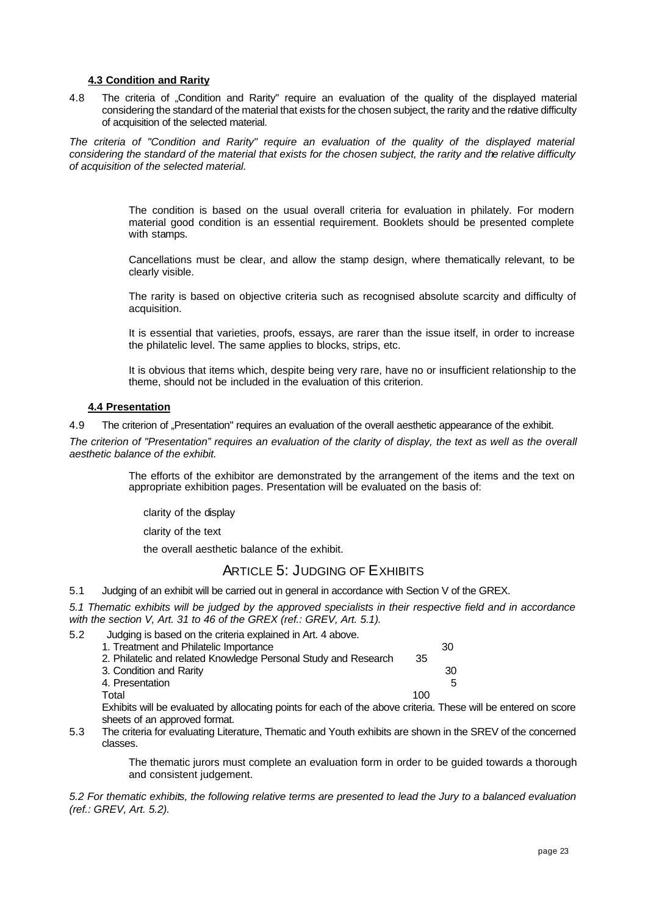#### 4.3 Condition and Rarity

4.8 The criteria of „Condition and Rarity" require an evaluation of the quality of the displayed material considering the standard of the material that exists for the chosen subject, the rarity and the relative difficulty of acquisition of the selected material.

*The criteria of "Condition and Rarity" require an evaluation of the quality of the displayed material considering the standard of the material that exists for the chosen subject, the rarity and the relative difficulty of acquisition of the selected material.*

The condition is based on the usual overall criteria for evaluation in philately. For modern material good condition is an essential requirement. Booklets should be presented complete with stamps.

Cancellations must be clear, and allow the stamp design, where thematically relevant, to be clearly visible.

The rarity is based on objective criteria such as recognised absolute scarcity and difficulty of acquisition.

It is essential that varieties, proofs, essays, are rarer than the issue itself, in order to increase the philatelic level. The same applies to blocks, strips, etc.

It is obvious that items which, despite being very rare, have no or insufficient relationship to the theme, should not be included in the evaluation of this criterion.

#### 4.4 Presentation

4.9 The criterion of „Presentation" requires an evaluation of the overall aesthetic appearance of the exhibit.

*The criterion of "Presentation" requires an evaluation of the clarity of display, the text as well as the overall aesthetic balance of the exhibit.*

The efforts of the exhibitor are demonstrated by the arrangement of the items and the text on appropriate exhibition pages. Presentation will be evaluated on the basis of:

clarity of the display

clarity of the text

the overall aesthetic balance of the exhibit.

## ARTICLE 5: JUDGING OF EXHIBITS

5.1 Judging of an exhibit will be carried out in general in accordance with Section V of the GREX.

*5.1 Thematic exhibits will be judged by the approved specialists in their respective field and in accordance with the section V, Art. 31 to 46 of the GREX (ref.: GREV, Art. 5.1).*

5.2 Judging is based on the criteria explained in Art. 4 above.

| | |
|---|---|
| 1. Treatment and Philatelic Importance | 30 |
| 2. Philatelic and related Knowledge Personal Study and Research | 35 |
| 3. Condition and Rarity | 30 |
| 4. Presentation | 5 |
| Total | 100 |

Exhibits will be evaluated by allocating points for each of the above criteria. These will be entered on score sheets of an approved format.

5.3 The criteria for evaluating Literature, Thematic and Youth exhibits are shown in the SREV of the concerned classes.

The thematic jurors must complete an evaluation form in order to be guided towards a thorough and consistent judgement.

*5.2 For thematic exhibits, the following relative terms are presented to lead the Jury to a balanced evaluation (ref.: GREV, Art. 5.2).*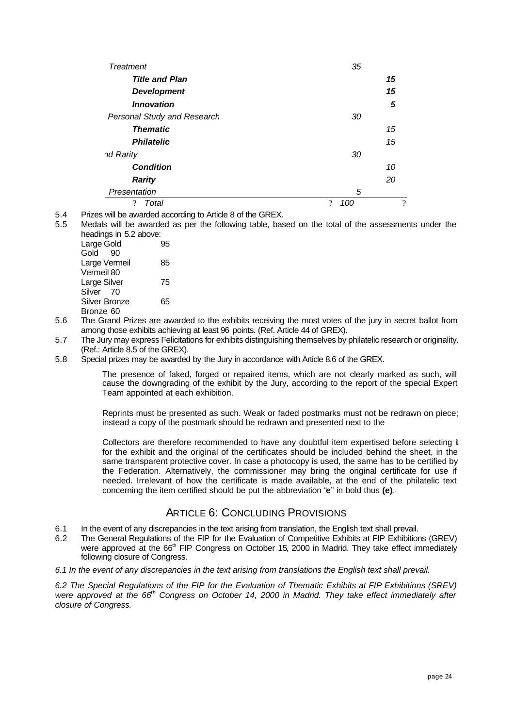| | | |
|---|---|---|
| *Treatment* | *35* | |
| ***Title and Plan*** | | ***15*** |
| ***Development*** | | ***15*** |
| ***Innovation*** | | ***5*** |
| *Personal Study and Research* | *30* | |
| ***Thematic*** | | *15* |
| ***Philatelic*** | | *15* |
| *nd Rarity* | *30* | |
| ***Condition*** | | *10* |
| ***Rarity*** | | *20* |
| *Presentation* | *5* | |
| ? *Total* | ? *100* | ? |

5.4 Prizes will be awarded according to Article 8 of the GREX.

5.5 Medals will be awarded as per the following table, based on the total of the assessments under the headings in 5.2 above:

Large Gold 95
Gold 90
Large Vermeil 85
Vermeil 80
Large Silver 75
Silver 70
Silver Bronze 65
Bronze 60

5.6 The Grand Prizes are awarded to the exhibits receiving the most votes of the jury in secret ballot from among those exhibits achieving at least 96 points. (Ref. Article 44 of GREX).

5.7 The Jury may express Felicitations for exhibits distinguishing themselves by philatelic research or originality. (Ref.: Article 8.5 of the GREX).

5.8 Special prizes may be awarded by the Jury in accordance with Article 8.6 of the GREX.

The presence of faked, forged or repaired items, which are not clearly marked as such, will cause the downgrading of the exhibit by the Jury, according to the report of the special Expert Team appointed at each exhibition.

Reprints must be presented as such. Weak or faded postmarks must not be redrawn on piece; instead a copy of the postmark should be redrawn and presented next to the

Collectors are therefore recommended to have any doubtful item expertised before selecting it for the exhibit and the original of the certificates should be included behind the sheet, in the same transparent protective cover. In case a photocopy is used, the same has to be certified by the Federation. Alternatively, the commissioner may bring the original certificate for use if needed. Irrelevant of how the certificate is made available, at the end of the philatelic text concerning the item certified should be put the abbreviation "**e**" in bold thus **(e)**.

## ARTICLE 6: CONCLUDING PROVISIONS

6.1 In the event of any discrepancies in the text arising from translation, the English text shall prevail.

6.2 The General Regulations of the FIP for the Evaluation of Competitive Exhibits at FIP Exhibitions (GREV) were approved at the 66th FIP Congress on October 15, 2000 in Madrid. They take effect immediately following closure of Congress.

*6.1 In the event of any discrepancies in the text arising from translations the English text shall prevail.*

*6.2 The Special Regulations of the FIP for the Evaluation of Thematic Exhibits at FIP Exhibitions (SREV) were approved at the 66th Congress on October 14, 2000 in Madrid. They take effect immediately after closure of Congress.*